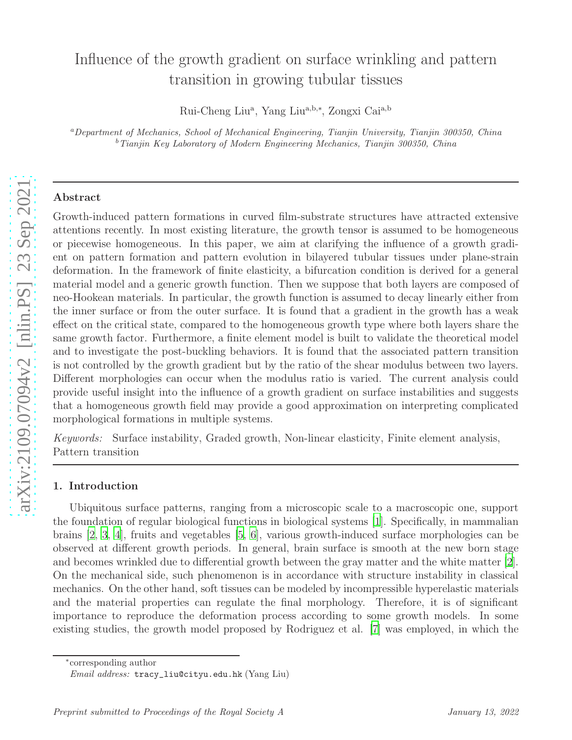# Influence of the growth gradient on surface wrinkling and pattern transition in growing tubular tissues

Rui-Cheng Liu[a], Yang Liu[a,b,*], Zongxi Cai[a,b]

[a] *Department of Mechanics, School of Mechanical Engineering, Tianjin University, Tianjin 300350, China*
[b] *Tianjin Key Laboratory of Modern Engineering Mechanics, Tianjin 300350, China*

---

## Abstract

Growth-induced pattern formations in curved film-substrate structures have attracted extensive attentions recently. In most existing literature, the growth tensor is assumed to be homogeneous or piecewise homogeneous. In this paper, we aim at clarifying the influence of a growth gradient on pattern formation and pattern evolution in bilayered tubular tissues under plane-strain deformation. In the framework of finite elasticity, a bifurcation condition is derived for a general material model and a generic growth function. Then we suppose that both layers are composed of neo-Hookean materials. In particular, the growth function is assumed to decay linearly either from the inner surface or from the outer surface. It is found that a gradient in the growth has a weak effect on the critical state, compared to the homogeneous growth type where both layers share the same growth factor. Furthermore, a finite element model is built to validate the theoretical model and to investigate the post-buckling behaviors. It is found that the associated pattern transition is not controlled by the growth gradient but by the ratio of the shear modulus between two layers. Different morphologies can occur when the modulus ratio is varied. The current analysis could provide useful insight into the influence of a growth gradient on surface instabilities and suggests that a homogeneous growth field may provide a good approximation on interpreting complicated morphological formations in multiple systems.

*Keywords:* Surface instability, Graded growth, Non-linear elasticity, Finite element analysis, Pattern transition

---

## 1. Introduction

Ubiquitous surface patterns, ranging from a microscopic scale to a macroscopic one, support the foundation of regular biological functions in biological systems [1]. Specifically, in mammalian brains [2, 3, 4], fruits and vegetables [5, 6], various growth-induced surface morphologies can be observed at different growth periods. In general, brain surface is smooth at the new born stage and becomes wrinkled due to differential growth between the gray matter and the white matter [2]. On the mechanical side, such phenomenon is in accordance with structure instability in classical mechanics. On the other hand, soft tissues can be modeled by incompressible hyperelastic materials and the material properties can regulate the final morphology. Therefore, it is of significant importance to reproduce the deformation process according to some growth models. In some existing studies, the growth model proposed by Rodriguez et al. [7] was employed, in which the

---

[*] corresponding author
*Email address:* tracy_liu@cityu.edu.hk (Yang Liu)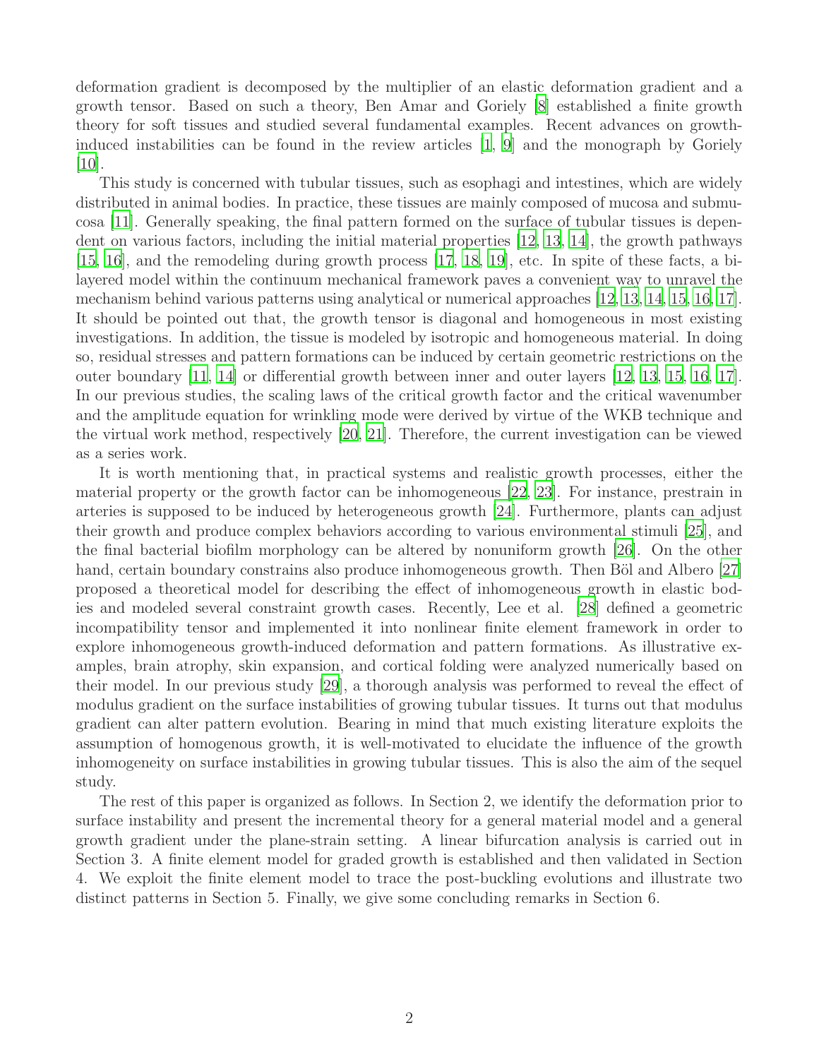deformation gradient is decomposed by the multiplier of an elastic deformation gradient and a growth tensor. Based on such a theory, Ben Amar and Goriely [8] established a finite growth theory for soft tissues and studied several fundamental examples. Recent advances on growth-induced instabilities can be found in the review articles [1, 9] and the monograph by Goriely [10].

This study is concerned with tubular tissues, such as esophagi and intestines, which are widely distributed in animal bodies. In practice, these tissues are mainly composed of mucosa and submucosa [11]. Generally speaking, the final pattern formed on the surface of tubular tissues is dependent on various factors, including the initial material properties [12, 13, 14], the growth pathways [15, 16], and the remodeling during growth process [17, 18, 19], etc. In spite of these facts, a bi-layered model within the continuum mechanical framework paves a convenient way to unravel the mechanism behind various patterns using analytical or numerical approaches [12, 13, 14, 15, 16, 17]. It should be pointed out that, the growth tensor is diagonal and homogeneous in most existing investigations. In addition, the tissue is modeled by isotropic and homogeneous material. In doing so, residual stresses and pattern formations can be induced by certain geometric restrictions on the outer boundary [11, 14] or differential growth between inner and outer layers [12, 13, 15, 16, 17]. In our previous studies, the scaling laws of the critical growth factor and the critical wavenumber and the amplitude equation for wrinkling mode were derived by virtue of the WKB technique and the virtual work method, respectively [20, 21]. Therefore, the current investigation can be viewed as a series work.

It is worth mentioning that, in practical systems and realistic growth processes, either the material property or the growth factor can be inhomogeneous [22, 23]. For instance, prestrain in arteries is supposed to be induced by heterogeneous growth [24]. Furthermore, plants can adjust their growth and produce complex behaviors according to various environmental stimuli [25], and the final bacterial biofilm morphology can be altered by nonuniform growth [26]. On the other hand, certain boundary constrains also produce inhomogeneous growth. Then Böl and Albero [27] proposed a theoretical model for describing the effect of inhomogeneous growth in elastic bodies and modeled several constraint growth cases. Recently, Lee et al. [28] defined a geometric incompatibility tensor and implemented it into nonlinear finite element framework in order to explore inhomogeneous growth-induced deformation and pattern formations. As illustrative examples, brain atrophy, skin expansion, and cortical folding were analyzed numerically based on their model. In our previous study [29], a thorough analysis was performed to reveal the effect of modulus gradient on the surface instabilities of growing tubular tissues. It turns out that modulus gradient can alter pattern evolution. Bearing in mind that much existing literature exploits the assumption of homogenous growth, it is well-motivated to elucidate the influence of the growth inhomogeneity on surface instabilities in growing tubular tissues. This is also the aim of the sequel study.

The rest of this paper is organized as follows. In Section 2, we identify the deformation prior to surface instability and present the incremental theory for a general material model and a general growth gradient under the plane-strain setting. A linear bifurcation analysis is carried out in Section 3. A finite element model for graded growth is established and then validated in Section 4. We exploit the finite element model to trace the post-buckling evolutions and illustrate two distinct patterns in Section 5. Finally, we give some concluding remarks in Section 6.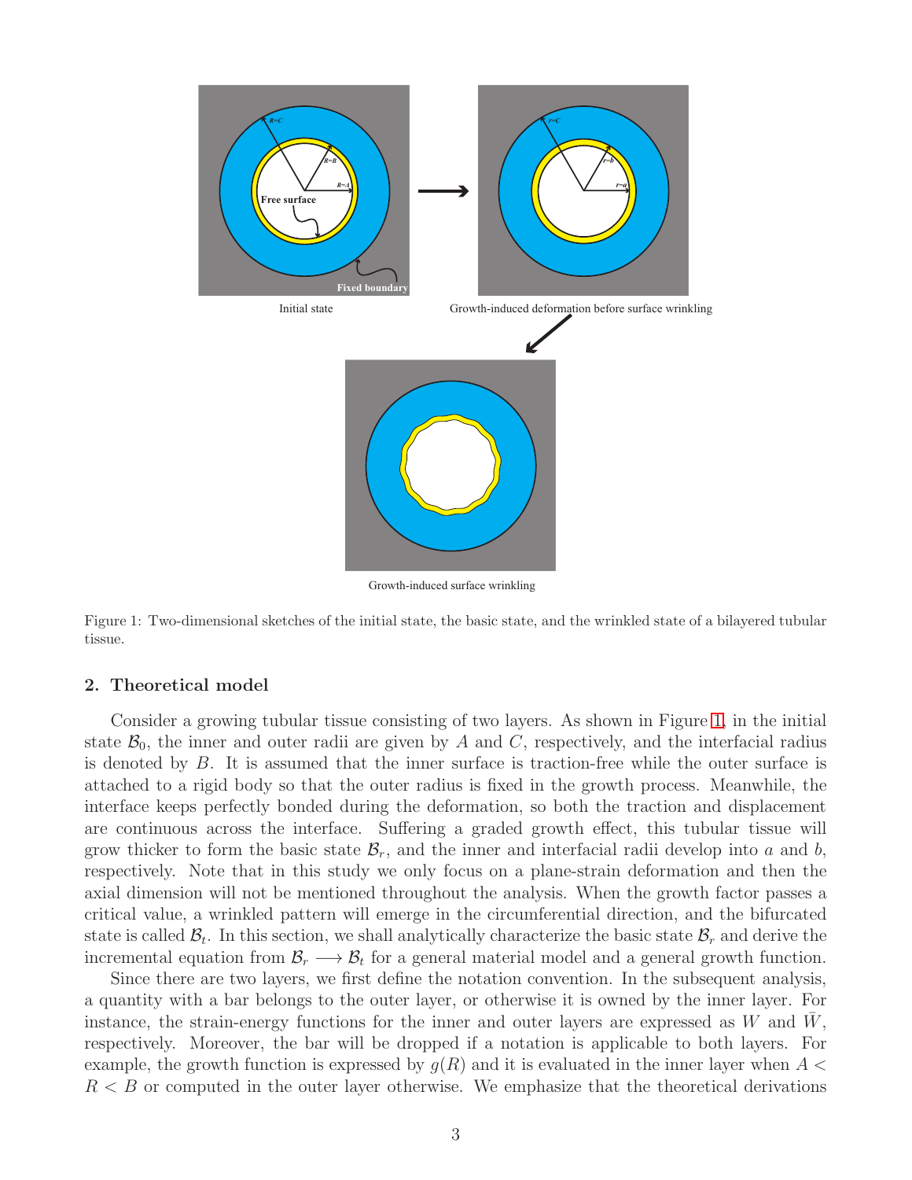Initial state

Growth-induced deformation before surface wrinkling

Growth-induced surface wrinkling

Figure 1: Two-dimensional sketches of the initial state, the basic state, and the wrinkled state of a bilayered tubular tissue.

## 2. Theoretical model

Consider a growing tubular tissue consisting of two layers. As shown in Figure 1, in the initial state $\mathcal{B}_0$, the inner and outer radii are given by $A$ and $C$, respectively, and the interfacial radius is denoted by $B$. It is assumed that the inner surface is traction-free while the outer surface is attached to a rigid body so that the outer radius is fixed in the growth process. Meanwhile, the interface keeps perfectly bonded during the deformation, so both the traction and displacement are continuous across the interface. Suffering a graded growth effect, this tubular tissue will grow thicker to form the basic state $\mathcal{B}_r$, and the inner and interfacial radii develop into $a$ and $b$, respectively. Note that in this study we only focus on a plane-strain deformation and then the axial dimension will not be mentioned throughout the analysis. When the growth factor passes a critical value, a wrinkled pattern will emerge in the circumferential direction, and the bifurcated state is called $\mathcal{B}_t$. In this section, we shall analytically characterize the basic state $\mathcal{B}_r$ and derive the incremental equation from $\mathcal{B}_r \longrightarrow \mathcal{B}_t$ for a general material model and a general growth function.

Since there are two layers, we first define the notation convention. In the subsequent analysis, a quantity with a bar belongs to the outer layer, or otherwise it is owned by the inner layer. For instance, the strain-energy functions for the inner and outer layers are expressed as $W$ and $\bar{W}$, respectively. Moreover, the bar will be dropped if a notation is applicable to both layers. For example, the growth function is expressed by $g(R)$ and it is evaluated in the inner layer when $A < R < B$ or computed in the outer layer otherwise. We emphasize that the theoretical derivations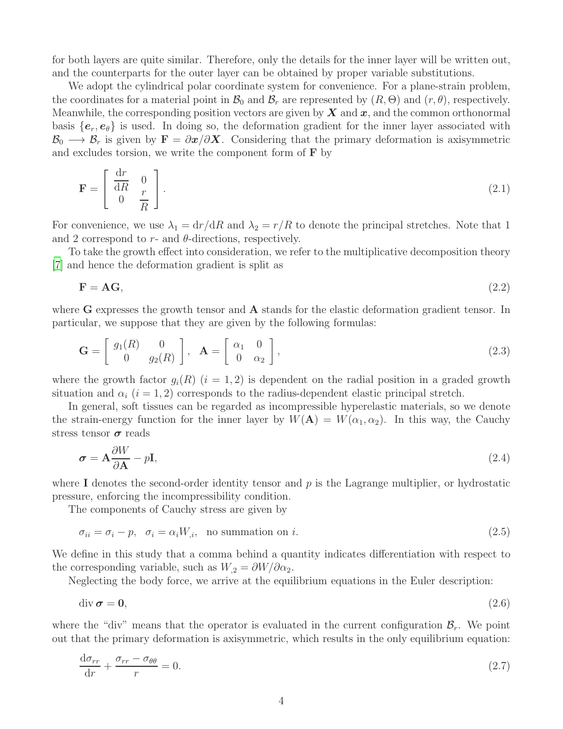for both layers are quite similar. Therefore, only the details for the inner layer will be written out, and the counterparts for the outer layer can be obtained by proper variable substitutions.

We adopt the cylindrical polar coordinate system for convenience. For a plane-strain problem, the coordinates for a material point in $\mathcal{B}_0$ and $\mathcal{B}_r$ are represented by $(R, \Theta)$ and $(r, \theta)$, respectively. Meanwhile, the corresponding position vectors are given by $\boldsymbol{X}$ and $\boldsymbol{x}$, and the common orthonormal basis $\{\boldsymbol{e}_r, \boldsymbol{e}_\theta\}$ is used. In doing so, the deformation gradient for the inner layer associated with $\mathcal{B}_0 \longrightarrow \mathcal{B}_r$ is given by $\mathbf{F} = \partial \boldsymbol{x}/\partial \boldsymbol{X}$. Considering that the primary deformation is axisymmetric and excludes torsion, we write the component form of $\mathbf{F}$ by

$$
\mathbf{F} = \begin{bmatrix} \dfrac{\mathrm{d}r}{\mathrm{d}R} & 0 \\ 0 & \dfrac{r}{R} \end{bmatrix}. \tag{2.1}
$$

For convenience, we use $\lambda_1 = \mathrm{d}r/\mathrm{d}R$ and $\lambda_2 = r/R$ to denote the principal stretches. Note that 1 and 2 correspond to $r$- and $\theta$-directions, respectively.

To take the growth effect into consideration, we refer to the multiplicative decomposition theory [7] and hence the deformation gradient is split as

$$
\mathbf{F} = \mathbf{A}\mathbf{G}, \tag{2.2}
$$

where $\mathbf{G}$ expresses the growth tensor and $\mathbf{A}$ stands for the elastic deformation gradient tensor. In particular, we suppose that they are given by the following formulas:

$$
\mathbf{G} = \begin{bmatrix} g_1(R) & 0 \\ 0 & g_2(R) \end{bmatrix}, \quad \mathbf{A} = \begin{bmatrix} \alpha_1 & 0 \\ 0 & \alpha_2 \end{bmatrix}, \tag{2.3}
$$

where the growth factor $g_i(R)$ $(i = 1, 2)$ is dependent on the radial position in a graded growth situation and $\alpha_i$ $(i = 1, 2)$ corresponds to the radius-dependent elastic principal stretch.

In general, soft tissues can be regarded as incompressible hyperelastic materials, so we denote the strain-energy function for the inner layer by $W(\mathbf{A}) = W(\alpha_1, \alpha_2)$. In this way, the Cauchy stress tensor $\boldsymbol{\sigma}$ reads

$$
\boldsymbol{\sigma} = \mathbf{A}\frac{\partial W}{\partial \mathbf{A}} - p\mathbf{I}, \tag{2.4}
$$

where $\mathbf{I}$ denotes the second-order identity tensor and $p$ is the Lagrange multiplier, or hydrostatic pressure, enforcing the incompressibility condition.

The components of Cauchy stress are given by

$$
\sigma_{ii} = \sigma_i - p, \quad \sigma_i = \alpha_i W_{,i}, \quad \text{no summation on } i. \tag{2.5}
$$

We define in this study that a comma behind a quantity indicates differentiation with respect to the corresponding variable, such as $W_{,2} = \partial W/\partial \alpha_2$.

Neglecting the body force, we arrive at the equilibrium equations in the Euler description:

$$
\operatorname{div} \boldsymbol{\sigma} = \mathbf{0}, \tag{2.6}
$$

where the "div" means that the operator is evaluated in the current configuration $\mathcal{B}_r$. We point out that the primary deformation is axisymmetric, which results in the only equilibrium equation:

$$
\frac{\mathrm{d}\sigma_{rr}}{\mathrm{d}r} + \frac{\sigma_{rr} - \sigma_{\theta\theta}}{r} = 0. \tag{2.7}
$$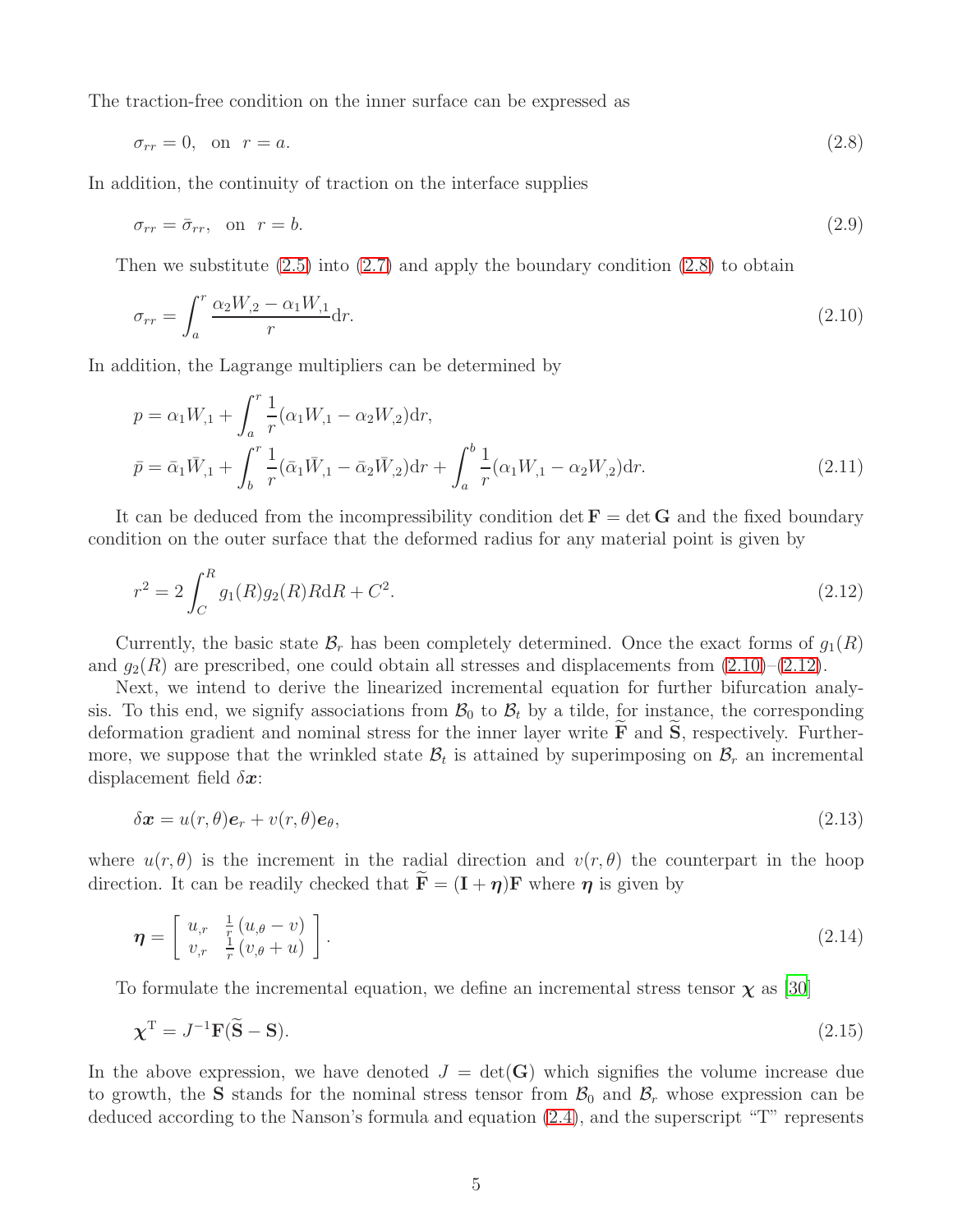The traction-free condition on the inner surface can be expressed as

$$\sigma_{rr} = 0, \quad \text{on} \;\; r = a. \tag{2.8}$$

In addition, the continuity of traction on the interface supplies

$$\sigma_{rr} = \bar{\sigma}_{rr}, \quad \text{on} \;\; r = b. \tag{2.9}$$

Then we substitute (2.5) into (2.7) and apply the boundary condition (2.8) to obtain

$$\sigma_{rr} = \int_a^r \frac{\alpha_2 W_{,2} - \alpha_1 W_{,1}}{r} \mathrm{d}r. \tag{2.10}$$

In addition, the Lagrange multipliers can be determined by

$$\begin{aligned} p &= \alpha_1 W_{,1} + \int_a^r \frac{1}{r}(\alpha_1 W_{,1} - \alpha_2 W_{,2})\mathrm{d}r, \\ \bar{p} &= \bar{\alpha}_1 \bar{W}_{,1} + \int_b^r \frac{1}{r}(\bar{\alpha}_1 \bar{W}_{,1} - \bar{\alpha}_2 \bar{W}_{,2})\mathrm{d}r + \int_a^b \frac{1}{r}(\alpha_1 W_{,1} - \alpha_2 W_{,2})\mathrm{d}r. \end{aligned} \tag{2.11}$$

It can be deduced from the incompressibility condition $\det \mathbf{F} = \det \mathbf{G}$ and the fixed boundary condition on the outer surface that the deformed radius for any material point is given by

$$r^2 = 2\int_C^R g_1(R) g_2(R) R \mathrm{d}R + C^2. \tag{2.12}$$

Currently, the basic state $\mathcal{B}_r$ has been completely determined. Once the exact forms of $g_1(R)$ and $g_2(R)$ are prescribed, one could obtain all stresses and displacements from (2.10)–(2.12).

Next, we intend to derive the linearized incremental equation for further bifurcation analysis. To this end, we signify associations from $\mathcal{B}_0$ to $\mathcal{B}_t$ by a tilde, for instance, the corresponding deformation gradient and nominal stress for the inner layer write $\widetilde{\mathbf{F}}$ and $\widetilde{\mathbf{S}}$, respectively. Furthermore, we suppose that the wrinkled state $\mathcal{B}_t$ is attained by superimposing on $\mathcal{B}_r$ an incremental displacement field $\delta \boldsymbol{x}$:

$$\delta \boldsymbol{x} = u(r,\theta)\boldsymbol{e}_r + v(r,\theta)\boldsymbol{e}_\theta, \tag{2.13}$$

where $u(r,\theta)$ is the increment in the radial direction and $v(r,\theta)$ the counterpart in the hoop direction. It can be readily checked that $\widetilde{\mathbf{F}} = (\mathbf{I} + \boldsymbol{\eta})\mathbf{F}$ where $\boldsymbol{\eta}$ is given by

$$\boldsymbol{\eta} = \begin{bmatrix} u_{,r} & \frac{1}{r}(u_{,\theta} - v) \\ v_{,r} & \frac{1}{r}(v_{,\theta} + u) \end{bmatrix}. \tag{2.14}$$

To formulate the incremental equation, we define an incremental stress tensor $\boldsymbol{\chi}$ as [30]

$$\boldsymbol{\chi}^{\mathrm{T}} = J^{-1}\mathbf{F}(\widetilde{\mathbf{S}} - \mathbf{S}). \tag{2.15}$$

In the above expression, we have denoted $J = \det(\mathbf{G})$ which signifies the volume increase due to growth, the $\mathbf{S}$ stands for the nominal stress tensor from $\mathcal{B}_0$ and $\mathcal{B}_r$ whose expression can be deduced according to the Nanson's formula and equation (2.4), and the superscript "T" represents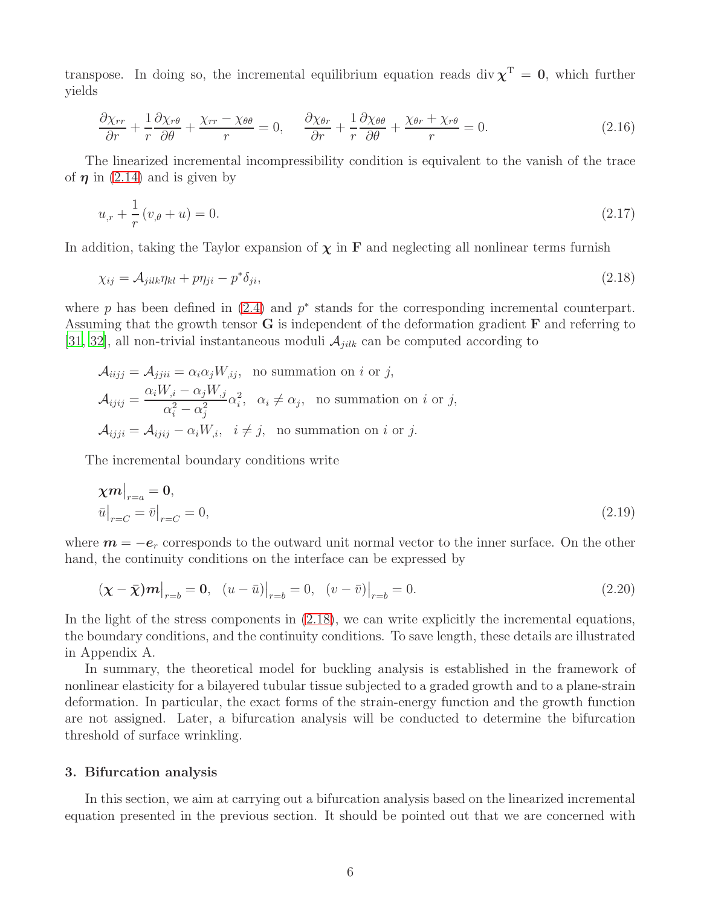transpose. In doing so, the incremental equilibrium equation reads $\operatorname{div} \boldsymbol{\chi}^{\mathrm{T}} = \mathbf{0}$, which further yields

$$
\frac{\partial \chi_{rr}}{\partial r} + \frac{1}{r}\frac{\partial \chi_{r\theta}}{\partial \theta} + \frac{\chi_{rr} - \chi_{\theta\theta}}{r} = 0, \qquad \frac{\partial \chi_{\theta r}}{\partial r} + \frac{1}{r}\frac{\partial \chi_{\theta\theta}}{\partial \theta} + \frac{\chi_{\theta r} + \chi_{r\theta}}{r} = 0. \tag{2.16}
$$

The linearized incremental incompressibility condition is equivalent to the vanish of the trace of $\boldsymbol{\eta}$ in (2.14) and is given by

$$
u_{,r} + \frac{1}{r}\left(v_{,\theta} + u\right) = 0. \tag{2.17}
$$

In addition, taking the Taylor expansion of $\boldsymbol{\chi}$ in $\mathbf{F}$ and neglecting all nonlinear terms furnish

$$
\chi_{ij} = \mathcal{A}_{jilk}\eta_{kl} + p\eta_{ji} - p^{*}\delta_{ji}, \tag{2.18}
$$

where $p$ has been defined in (2.4) and $p^{*}$ stands for the corresponding incremental counterpart. Assuming that the growth tensor $\mathbf{G}$ is independent of the deformation gradient $\mathbf{F}$ and referring to [31, 32], all non-trivial instantaneous moduli $\mathcal{A}_{jilk}$ can be computed according to

$$
\begin{aligned}
&\mathcal{A}_{iijj} = \mathcal{A}_{jjii} = \alpha_i\alpha_j W_{,ij}, \quad \text{no summation on } i \text{ or } j,\\
&\mathcal{A}_{ijij} = \frac{\alpha_i W_{,i} - \alpha_j W_{,j}}{\alpha_i^2 - \alpha_j^2}\alpha_i^2, \quad \alpha_i \neq \alpha_j, \quad \text{no summation on } i \text{ or } j,\\
&\mathcal{A}_{ijji} = \mathcal{A}_{ijij} - \alpha_i W_{,i}, \quad i \neq j, \quad \text{no summation on } i \text{ or } j.
\end{aligned}
$$

The incremental boundary conditions write

$$
\begin{aligned}
&\boldsymbol{\chi}\boldsymbol{m}\big|_{r=a} = \mathbf{0},\\
&\bar{u}\big|_{r=C} = \bar{v}\big|_{r=C} = 0,
\end{aligned} \tag{2.19}
$$

where $\boldsymbol{m} = -\boldsymbol{e}_r$ corresponds to the outward unit normal vector to the inner surface. On the other hand, the continuity conditions on the interface can be expressed by

$$
(\boldsymbol{\chi} - \bar{\boldsymbol{\chi}})\boldsymbol{m}\big|_{r=b} = \mathbf{0}, \quad (u - \bar{u})\big|_{r=b} = 0, \quad (v - \bar{v})\big|_{r=b} = 0. \tag{2.20}
$$

In the light of the stress components in (2.18), we can write explicitly the incremental equations, the boundary conditions, and the continuity conditions. To save length, these details are illustrated in Appendix A.

In summary, the theoretical model for buckling analysis is established in the framework of nonlinear elasticity for a bilayered tubular tissue subjected to a graded growth and to a plane-strain deformation. In particular, the exact forms of the strain-energy function and the growth function are not assigned. Later, a bifurcation analysis will be conducted to determine the bifurcation threshold of surface wrinkling.

## 3. Bifurcation analysis

In this section, we aim at carrying out a bifurcation analysis based on the linearized incremental equation presented in the previous section. It should be pointed out that we are concerned with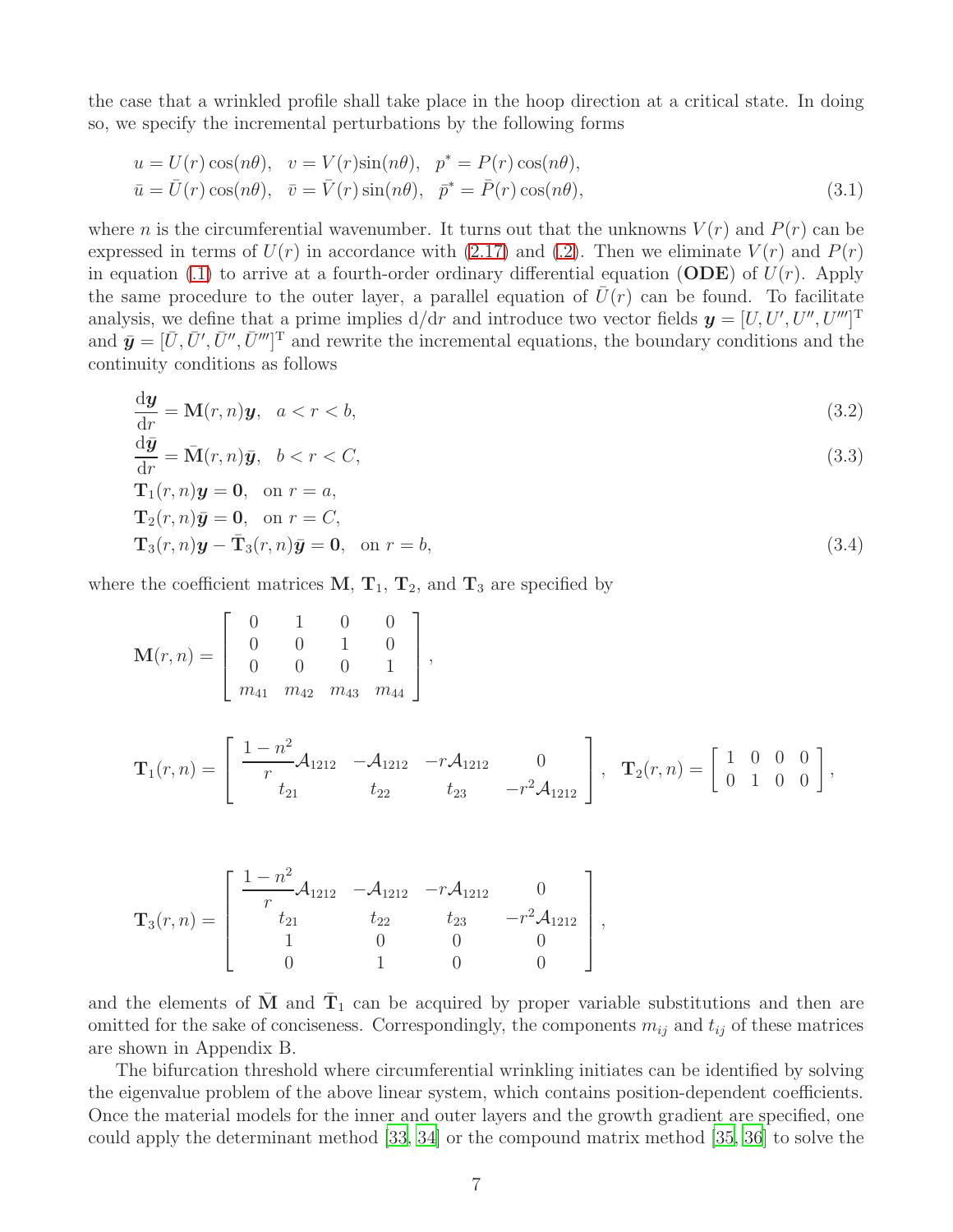the case that a wrinkled profile shall take place in the hoop direction at a critical state. In doing so, we specify the incremental perturbations by the following forms

$$
\begin{aligned}
&u = U(r)\cos(n\theta), \quad v = V(r)\sin(n\theta), \quad p^* = P(r)\cos(n\theta), \\
&\bar{u} = \bar{U}(r)\cos(n\theta), \quad \bar{v} = \bar{V}(r)\sin(n\theta), \quad \bar{p}^* = \bar{P}(r)\cos(n\theta),
\end{aligned}
\tag{3.1}
$$

where $n$ is the circumferential wavenumber. It turns out that the unknowns $V(r)$ and $P(r)$ can be expressed in terms of $U(r)$ in accordance with (2.17) and (.2). Then we eliminate $V(r)$ and $P(r)$ in equation (.1) to arrive at a fourth-order ordinary differential equation (**ODE**) of $U(r)$. Apply the same procedure to the outer layer, a parallel equation of $\bar{U}(r)$ can be found. To facilitate analysis, we define that a prime implies $\mathrm{d}/\mathrm{d}r$ and introduce two vector fields $\boldsymbol{y} = [U, U', U'', U''']^{\mathrm{T}}$ and $\bar{\boldsymbol{y}} = [\bar{U}, \bar{U}', \bar{U}'', \bar{U}''']^{\mathrm{T}}$ and rewrite the incremental equations, the boundary conditions and the continuity conditions as follows

$$
\frac{\mathrm{d}\boldsymbol{y}}{\mathrm{d}r} = \mathbf{M}(r,n)\boldsymbol{y}, \quad a < r < b, \tag{3.2}
$$

$$
\frac{\mathrm{d}\bar{\boldsymbol{y}}}{\mathrm{d}r} = \bar{\mathbf{M}}(r,n)\bar{\boldsymbol{y}}, \quad b < r < C, \tag{3.3}
$$

$$
\begin{aligned}
&\mathbf{T}_1(r,n)\boldsymbol{y} = \mathbf{0}, \quad \text{on } r = a, \\
&\mathbf{T}_2(r,n)\bar{\boldsymbol{y}} = \mathbf{0}, \quad \text{on } r = C, \\
&\mathbf{T}_3(r,n)\boldsymbol{y} - \bar{\mathbf{T}}_3(r,n)\bar{\boldsymbol{y}} = \mathbf{0}, \quad \text{on } r = b,
\end{aligned}
\tag{3.4}
$$

where the coefficient matrices $\mathbf{M}$, $\mathbf{T}_1$, $\mathbf{T}_2$, and $\mathbf{T}_3$ are specified by

$$
\mathbf{M}(r,n) = \begin{bmatrix} 0 & 1 & 0 & 0 \\ 0 & 0 & 1 & 0 \\ 0 & 0 & 0 & 1 \\ m_{41} & m_{42} & m_{43} & m_{44} \end{bmatrix},
$$

$$
\mathbf{T}_1(r,n) = \begin{bmatrix} \dfrac{1-n^2}{r}\mathcal{A}_{1212} & -\mathcal{A}_{1212} & -r\mathcal{A}_{1212} & 0 \\ t_{21} & t_{22} & t_{23} & -r^2\mathcal{A}_{1212} \end{bmatrix}, \quad \mathbf{T}_2(r,n) = \begin{bmatrix} 1 & 0 & 0 & 0 \\ 0 & 1 & 0 & 0 \end{bmatrix},
$$

$$
\mathbf{T}_3(r,n) = \begin{bmatrix} \dfrac{1-n^2}{r}\mathcal{A}_{1212} & -\mathcal{A}_{1212} & -r\mathcal{A}_{1212} & 0 \\ t_{21} & t_{22} & t_{23} & -r^2\mathcal{A}_{1212} \\ 1 & 0 & 0 & 0 \\ 0 & 1 & 0 & 0 \end{bmatrix},
$$

and the elements of $\bar{\mathbf{M}}$ and $\bar{\mathbf{T}}_1$ can be acquired by proper variable substitutions and then are omitted for the sake of conciseness. Correspondingly, the components $m_{ij}$ and $t_{ij}$ of these matrices are shown in Appendix B.

The bifurcation threshold where circumferential wrinkling initiates can be identified by solving the eigenvalue problem of the above linear system, which contains position-dependent coefficients. Once the material models for the inner and outer layers and the growth gradient are specified, one could apply the determinant method [33, 34] or the compound matrix method [35, 36] to solve the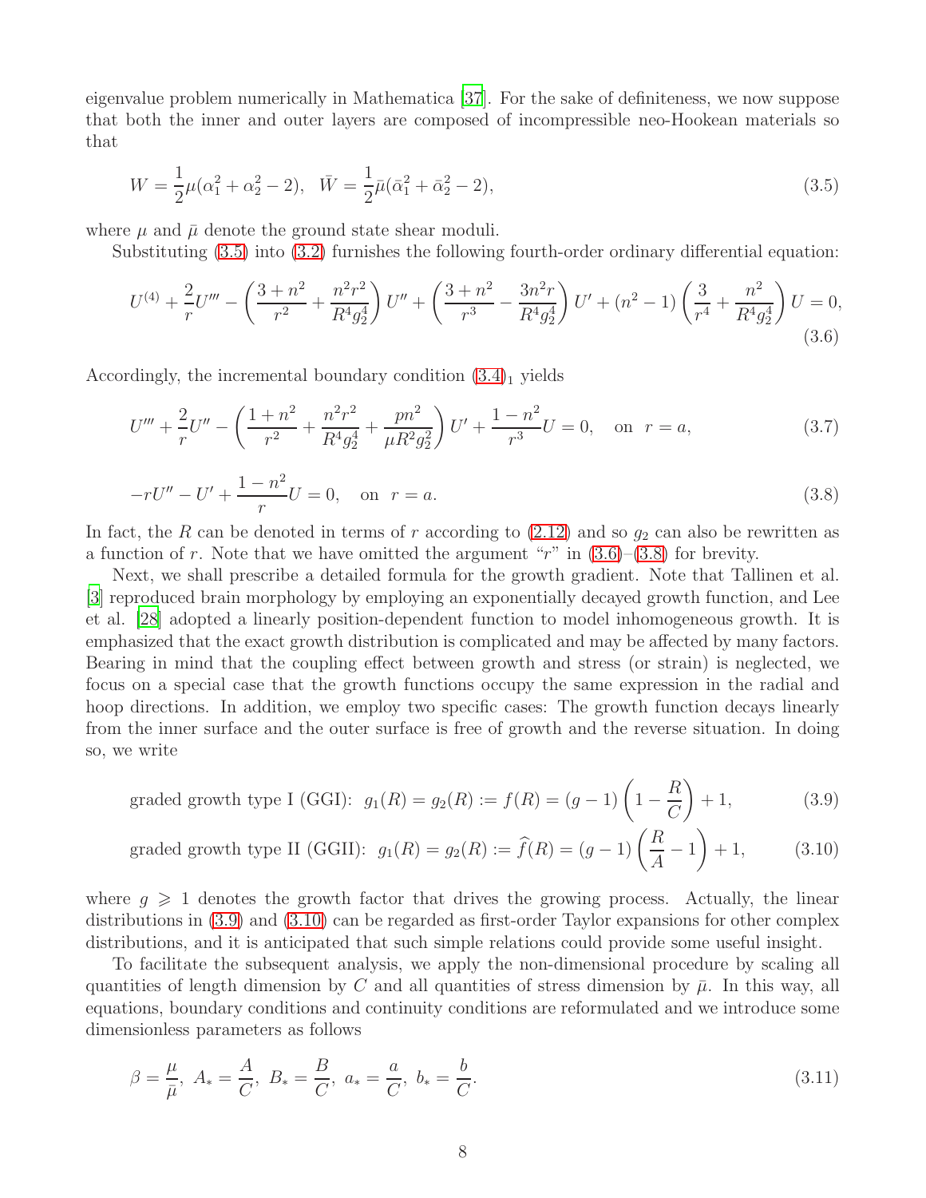eigenvalue problem numerically in Mathematica [37]. For the sake of definiteness, we now suppose that both the inner and outer layers are composed of incompressible neo-Hookean materials so that

$$W = \frac{1}{2}\mu(\alpha_1^2 + \alpha_2^2 - 2), \quad \bar{W} = \frac{1}{2}\bar{\mu}(\bar{\alpha}_1^2 + \bar{\alpha}_2^2 - 2), \tag{3.5}$$

where $\mu$ and $\bar{\mu}$ denote the ground state shear moduli.

Substituting (3.5) into (3.2) furnishes the following fourth-order ordinary differential equation:

$$U^{(4)} + \frac{2}{r}U''' - \left(\frac{3+n^2}{r^2} + \frac{n^2 r^2}{R^4 g_2^4}\right)U'' + \left(\frac{3+n^2}{r^3} - \frac{3n^2 r}{R^4 g_2^4}\right)U' + (n^2-1)\left(\frac{3}{r^4} + \frac{n^2}{R^4 g_2^4}\right)U = 0, \tag{3.6}$$

Accordingly, the incremental boundary condition $(3.4)_1$ yields

$$U''' + \frac{2}{r}U'' - \left(\frac{1+n^2}{r^2} + \frac{n^2 r^2}{R^4 g_2^4} + \frac{pn^2}{\mu R^2 g_2^2}\right)U' + \frac{1-n^2}{r^3}U = 0, \quad \text{on} \;\; r = a, \tag{3.7}$$

$$-rU'' - U' + \frac{1-n^2}{r}U = 0, \quad \text{on} \;\; r = a. \tag{3.8}$$

In fact, the $R$ can be denoted in terms of $r$ according to (2.12) and so $g_2$ can also be rewritten as a function of $r$. Note that we have omitted the argument "$r$" in (3.6)–(3.8) for brevity.

Next, we shall prescribe a detailed formula for the growth gradient. Note that Tallinen et al. [3] reproduced brain morphology by employing an exponentially decayed growth function, and Lee et al. [28] adopted a linearly position-dependent function to model inhomogeneous growth. It is emphasized that the exact growth distribution is complicated and may be affected by many factors. Bearing in mind that the coupling effect between growth and stress (or strain) is neglected, we focus on a special case that the growth functions occupy the same expression in the radial and hoop directions. In addition, we employ two specific cases: The growth function decays linearly from the inner surface and the outer surface is free of growth and the reverse situation. In doing so, we write

$$\text{graded growth type I (GGI):} \;\; g_1(R) = g_2(R) := f(R) = (g-1)\left(1 - \frac{R}{C}\right) + 1, \tag{3.9}$$

$$\text{graded growth type II (GGII):} \;\; g_1(R) = g_2(R) := \widehat{f}(R) = (g-1)\left(\frac{R}{A} - 1\right) + 1, \tag{3.10}$$

where $g \geqslant 1$ denotes the growth factor that drives the growing process. Actually, the linear distributions in (3.9) and (3.10) can be regarded as first-order Taylor expansions for other complex distributions, and it is anticipated that such simple relations could provide some useful insight.

To facilitate the subsequent analysis, we apply the non-dimensional procedure by scaling all quantities of length dimension by $C$ and all quantities of stress dimension by $\bar{\mu}$. In this way, all equations, boundary conditions and continuity conditions are reformulated and we introduce some dimensionless parameters as follows

$$\beta = \frac{\mu}{\bar{\mu}}, \; A_* = \frac{A}{C}, \; B_* = \frac{B}{C}, \; a_* = \frac{a}{C}, \; b_* = \frac{b}{C}. \tag{3.11}$$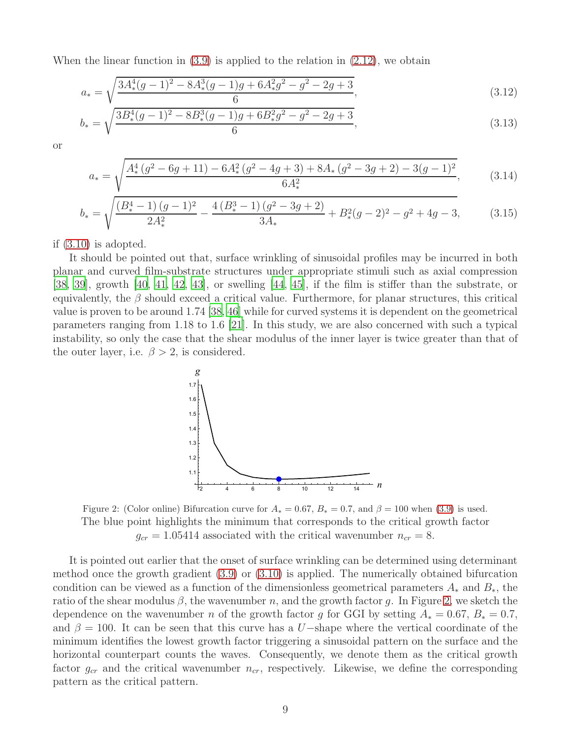When the linear function in (3.9) is applied to the relation in (2.12), we obtain

$$a_* = \sqrt{\frac{3A_*^4(g-1)^2 - 8A_*^3(g-1)g + 6A_*^2g^2 - g^2 - 2g + 3}{6}}, \tag{3.12}$$

$$b_* = \sqrt{\frac{3B_*^4(g-1)^2 - 8B_*^3(g-1)g + 6B_*^2g^2 - g^2 - 2g + 3}{6}}, \tag{3.13}$$

or

$$a_* = \sqrt{\frac{A_*^4\left(g^2-6g+11\right) - 6A_*^2\left(g^2-4g+3\right) + 8A_*\left(g^2-3g+2\right) - 3(g-1)^2}{6A_*^2}}, \tag{3.14}$$

$$b_* = \sqrt{\frac{\left(B_*^4-1\right)(g-1)^2}{2A_*^2} - \frac{4\left(B_*^3-1\right)\left(g^2-3g+2\right)}{3A_*} + B_*^2(g-2)^2 - g^2 + 4g - 3}, \tag{3.15}$$

if (3.10) is adopted.

It should be pointed out that, surface wrinkling of sinusoidal profiles may be incurred in both planar and curved film-substrate structures under appropriate stimuli such as axial compression [38, 39], growth [40, 41, 42, 43], or swelling [44, 45], if the film is stiffer than the substrate, or equivalently, the $\beta$ should exceed a critical value. Furthermore, for planar structures, this critical value is proven to be around 1.74 [38, 46] while for curved systems it is dependent on the geometrical parameters ranging from 1.18 to 1.6 [21]. In this study, we are also concerned with such a typical instability, so only the case that the shear modulus of the inner layer is twice greater than that of the outer layer, i.e. $\beta > 2$, is considered.

Figure 2: (Color online) Bifurcation curve for $A_* = 0.67$, $B_* = 0.7$, and $\beta = 100$ when (3.9) is used. The blue point highlights the minimum that corresponds to the critical growth factor $g_{cr} = 1.05414$ associated with the critical wavenumber $n_{cr} = 8$.

It is pointed out earlier that the onset of surface wrinkling can be determined using determinant method once the growth gradient (3.9) or (3.10) is applied. The numerically obtained bifurcation condition can be viewed as a function of the dimensionless geometrical parameters $A_*$ and $B_*$, the ratio of the shear modulus $\beta$, the wavenumber $n$, and the growth factor $g$. In Figure 2, we sketch the dependence on the wavenumber $n$ of the growth factor $g$ for GGI by setting $A_* = 0.67$, $B_* = 0.7$, and $\beta = 100$. It can be seen that this curve has a $U-$shape where the vertical coordinate of the minimum identifies the lowest growth factor triggering a sinusoidal pattern on the surface and the horizontal counterpart counts the waves. Consequently, we denote them as the critical growth factor $g_{cr}$ and the critical wavenumber $n_{cr}$, respectively. Likewise, we define the corresponding pattern as the critical pattern.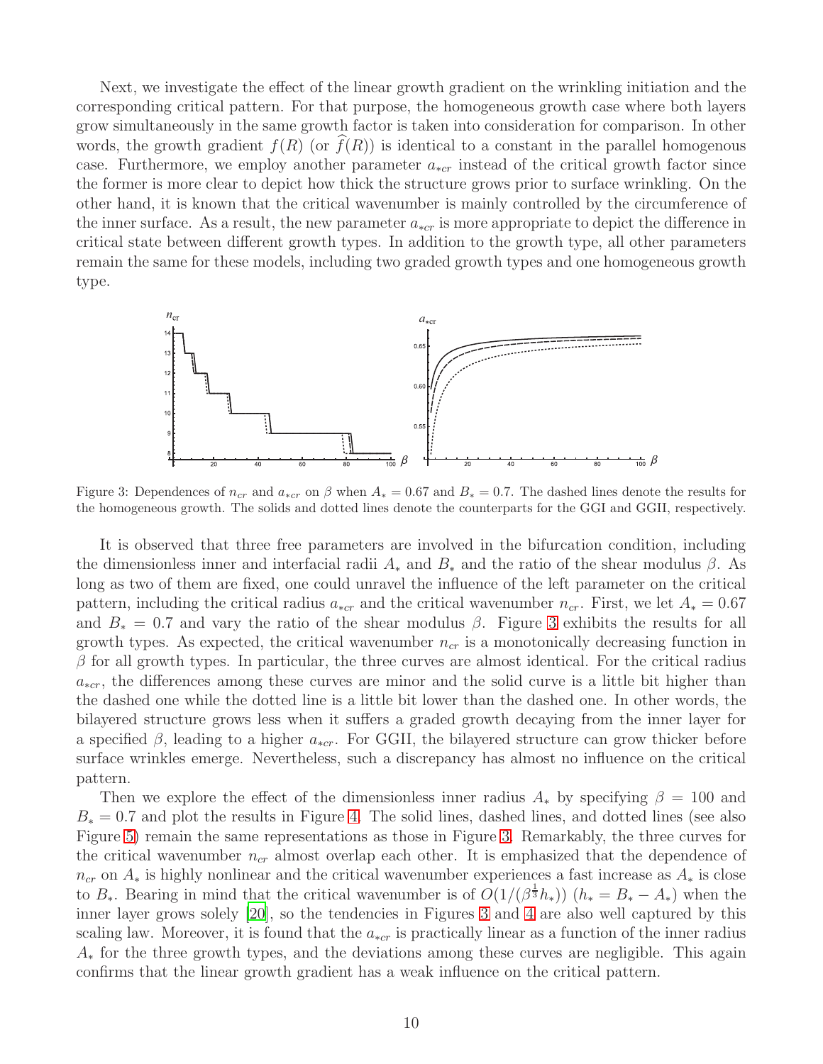Next, we investigate the effect of the linear growth gradient on the wrinkling initiation and the corresponding critical pattern. For that purpose, the homogeneous growth case where both layers grow simultaneously in the same growth factor is taken into consideration for comparison. In other words, the growth gradient $f(R)$ (or $\widehat{f}(R)$) is identical to a constant in the parallel homogenous case. Furthermore, we employ another parameter $a_{*cr}$ instead of the critical growth factor since the former is more clear to depict how thick the structure grows prior to surface wrinkling. On the other hand, it is known that the critical wavenumber is mainly controlled by the circumference of the inner surface. As a result, the new parameter $a_{*cr}$ is more appropriate to depict the difference in critical state between different growth types. In addition to the growth type, all other parameters remain the same for these models, including two graded growth types and one homogeneous growth type.

Figure 3: Dependences of $n_{cr}$ and $a_{*cr}$ on $\beta$ when $A_* = 0.67$ and $B_* = 0.7$. The dashed lines denote the results for the homogeneous growth. The solids and dotted lines denote the counterparts for the GGI and GGII, respectively.

It is observed that three free parameters are involved in the bifurcation condition, including the dimensionless inner and interfacial radii $A_*$ and $B_*$ and the ratio of the shear modulus $\beta$. As long as two of them are fixed, one could unravel the influence of the left parameter on the critical pattern, including the critical radius $a_{*cr}$ and the critical wavenumber $n_{cr}$. First, we let $A_* = 0.67$ and $B_* = 0.7$ and vary the ratio of the shear modulus $\beta$. Figure 3 exhibits the results for all growth types. As expected, the critical wavenumber $n_{cr}$ is a monotonically decreasing function in $\beta$ for all growth types. In particular, the three curves are almost identical. For the critical radius $a_{*cr}$, the differences among these curves are minor and the solid curve is a little bit higher than the dashed one while the dotted line is a little bit lower than the dashed one. In other words, the bilayered structure grows less when it suffers a graded growth decaying from the inner layer for a specified $\beta$, leading to a higher $a_{*cr}$. For GGII, the bilayered structure can grow thicker before surface wrinkles emerge. Nevertheless, such a discrepancy has almost no influence on the critical pattern.

Then we explore the effect of the dimensionless inner radius $A_*$ by specifying $\beta = 100$ and $B_* = 0.7$ and plot the results in Figure 4. The solid lines, dashed lines, and dotted lines (see also Figure 5) remain the same representations as those in Figure 3. Remarkably, the three curves for the critical wavenumber $n_{cr}$ almost overlap each other. It is emphasized that the dependence of $n_{cr}$ on $A_*$ is highly nonlinear and the critical wavenumber experiences a fast increase as $A_*$ is close to $B_*$. Bearing in mind that the critical wavenumber is of $O(1/(\beta^{\frac{1}{3}}h_*))$ ($h_* = B_* - A_*$) when the inner layer grows solely [20], so the tendencies in Figures 3 and 4 are also well captured by this scaling law. Moreover, it is found that the $a_{*cr}$ is practically linear as a function of the inner radius $A_*$ for the three growth types, and the deviations among these curves are negligible. This again confirms that the linear growth gradient has a weak influence on the critical pattern.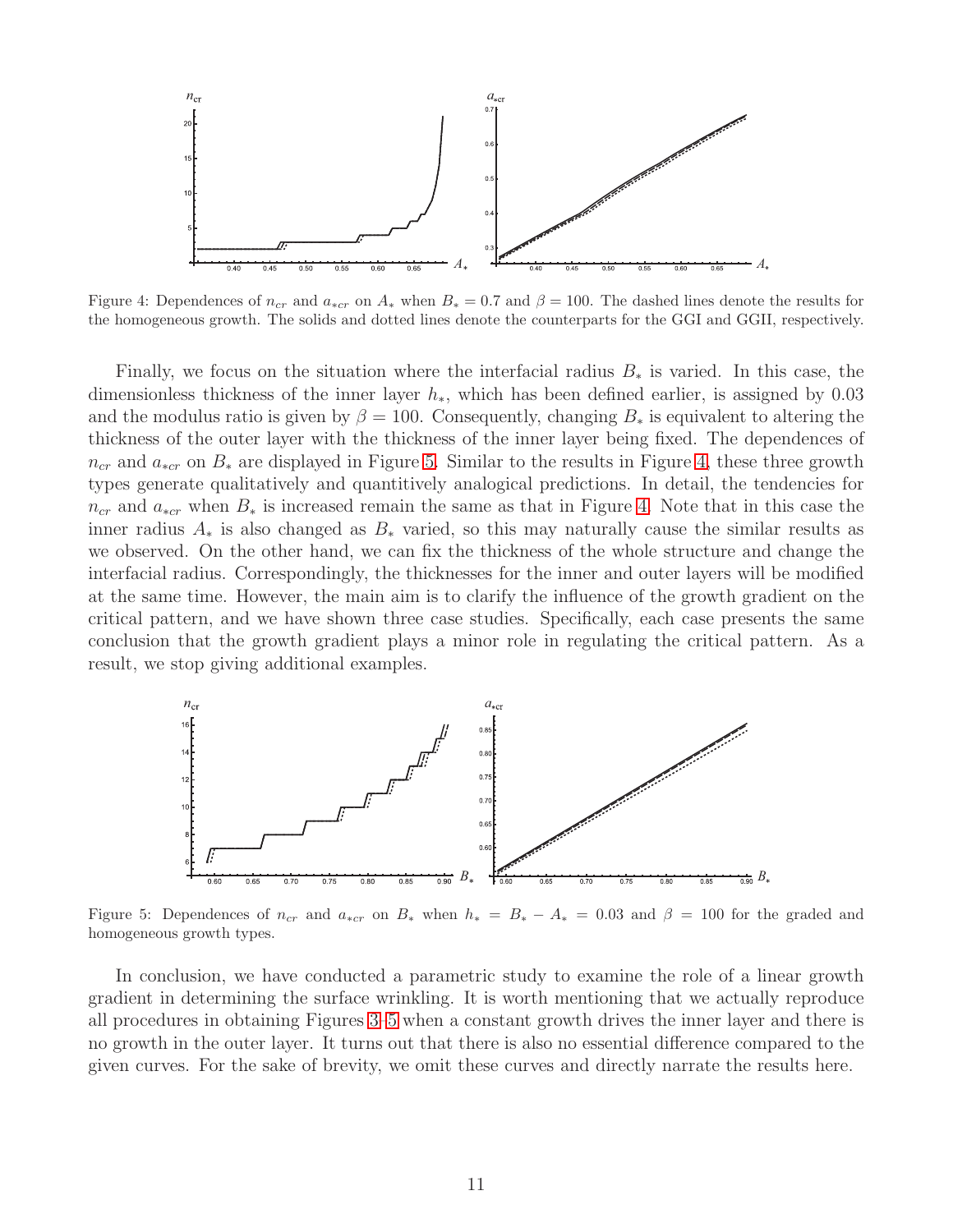Figure 4: Dependences of $n_{cr}$ and $a_{*cr}$ on $A_*$ when $B_* = 0.7$ and $\beta = 100$. The dashed lines denote the results for the homogeneous growth. The solids and dotted lines denote the counterparts for the GGI and GGII, respectively.

Finally, we focus on the situation where the interfacial radius $B_*$ is varied. In this case, the dimensionless thickness of the inner layer $h_*$, which has been defined earlier, is assigned by 0.03 and the modulus ratio is given by $\beta = 100$. Consequently, changing $B_*$ is equivalent to altering the thickness of the outer layer with the thickness of the inner layer being fixed. The dependences of $n_{cr}$ and $a_{*cr}$ on $B_*$ are displayed in Figure 5. Similar to the results in Figure 4, these three growth types generate qualitatively and quantitively analogical predictions. In detail, the tendencies for $n_{cr}$ and $a_{*cr}$ when $B_*$ is increased remain the same as that in Figure 4. Note that in this case the inner radius $A_*$ is also changed as $B_*$ varied, so this may naturally cause the similar results as we observed. On the other hand, we can fix the thickness of the whole structure and change the interfacial radius. Correspondingly, the thicknesses for the inner and outer layers will be modified at the same time. However, the main aim is to clarify the influence of the growth gradient on the critical pattern, and we have shown three case studies. Specifically, each case presents the same conclusion that the growth gradient plays a minor role in regulating the critical pattern. As a result, we stop giving additional examples.

Figure 5: Dependences of $n_{cr}$ and $a_{*cr}$ on $B_*$ when $h_* = B_* - A_* = 0.03$ and $\beta = 100$ for the graded and homogeneous growth types.

In conclusion, we have conducted a parametric study to examine the role of a linear growth gradient in determining the surface wrinkling. It is worth mentioning that we actually reproduce all procedures in obtaining Figures 3–5 when a constant growth drives the inner layer and there is no growth in the outer layer. It turns out that there is also no essential difference compared to the given curves. For the sake of brevity, we omit these curves and directly narrate the results here.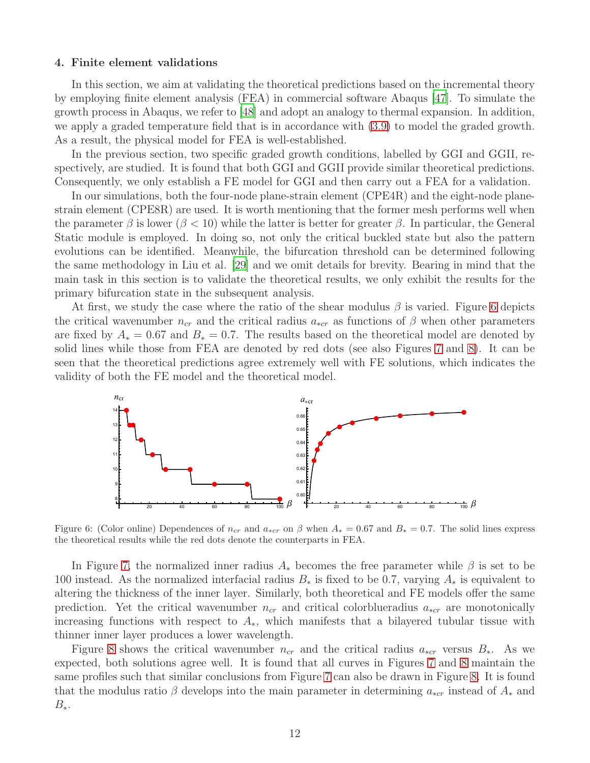## 4. Finite element validations

In this section, we aim at validating the theoretical predictions based on the incremental theory by employing finite element analysis (FEA) in commercial software Abaqus [47]. To simulate the growth process in Abaqus, we refer to [48] and adopt an analogy to thermal expansion. In addition, we apply a graded temperature field that is in accordance with (3.9) to model the graded growth. As a result, the physical model for FEA is well-established.

In the previous section, two specific graded growth conditions, labelled by GGI and GGII, respectively, are studied. It is found that both GGI and GGII provide similar theoretical predictions. Consequently, we only establish a FE model for GGI and then carry out a FEA for a validation.

In our simulations, both the four-node plane-strain element (CPE4R) and the eight-node plane-strain element (CPE8R) are used. It is worth mentioning that the former mesh performs well when the parameter $\beta$ is lower ($\beta < 10$) while the latter is better for greater $\beta$. In particular, the General Static module is employed. In doing so, not only the critical buckled state but also the pattern evolutions can be identified. Meanwhile, the bifurcation threshold can be determined following the same methodology in Liu et al. [29] and we omit details for brevity. Bearing in mind that the main task in this section is to validate the theoretical results, we only exhibit the results for the primary bifurcation state in the subsequent analysis.

At first, we study the case where the ratio of the shear modulus $\beta$ is varied. Figure 6 depicts the critical wavenumber $n_{cr}$ and the critical radius $a_{*cr}$ as functions of $\beta$ when other parameters are fixed by $A_* = 0.67$ and $B_* = 0.7$. The results based on the theoretical model are denoted by solid lines while those from FEA are denoted by red dots (see also Figures 7 and 8). It can be seen that the theoretical predictions agree extremely well with FE solutions, which indicates the validity of both the FE model and the theoretical model.

Figure 6: (Color online) Dependences of $n_{cr}$ and $a_{*cr}$ on $\beta$ when $A_* = 0.67$ and $B_* = 0.7$. The solid lines express the theoretical results while the red dots denote the counterparts in FEA.

In Figure 7, the normalized inner radius $A_*$ becomes the free parameter while $\beta$ is set to be 100 instead. As the normalized interfacial radius $B_*$ is fixed to be 0.7, varying $A_*$ is equivalent to altering the thickness of the inner layer. Similarly, both theoretical and FE models offer the same prediction. Yet the critical wavenumber $n_{cr}$ and critical colorblueradius $a_{*cr}$ are monotonically increasing functions with respect to $A_*$, which manifests that a bilayered tubular tissue with thinner inner layer produces a lower wavelength.

Figure 8 shows the critical wavenumber $n_{cr}$ and the critical radius $a_{*cr}$ versus $B_*$. As we expected, both solutions agree well. It is found that all curves in Figures 7 and 8 maintain the same profiles such that similar conclusions from Figure 7 can also be drawn in Figure 8. It is found that the modulus ratio $\beta$ develops into the main parameter in determining $a_{*cr}$ instead of $A_*$ and $B_*$.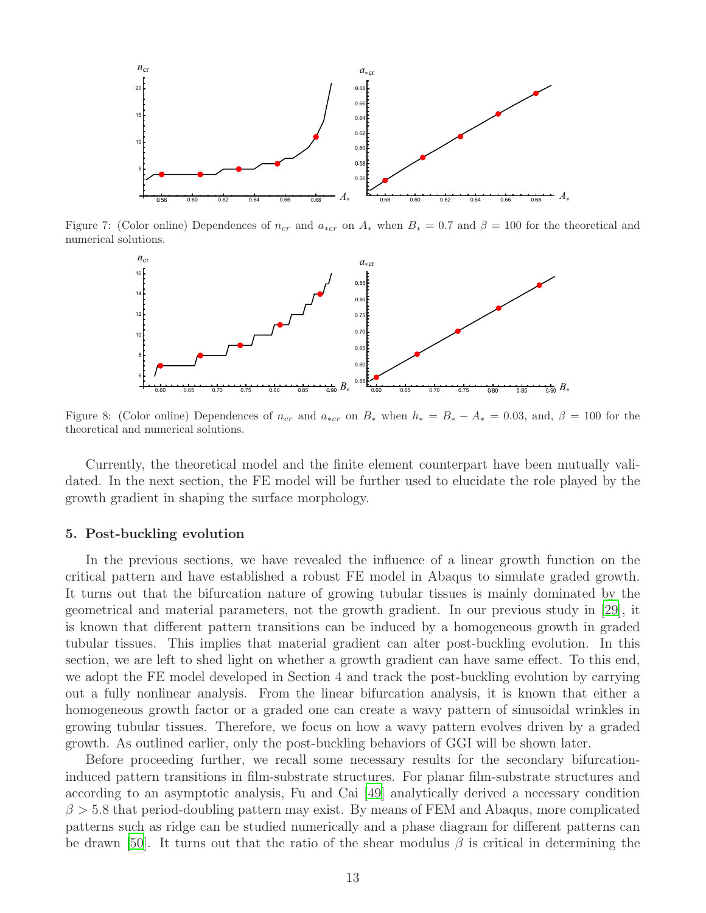Figure 7: (Color online) Dependences of $n_{cr}$ and $a_{*cr}$ on $A_*$ when $B_* = 0.7$ and $\beta = 100$ for the theoretical and numerical solutions.

Figure 8: (Color online) Dependences of $n_{cr}$ and $a_{*cr}$ on $B_*$ when $h_* = B_* - A_* = 0.03$, and, $\beta = 100$ for the theoretical and numerical solutions.

Currently, the theoretical model and the finite element counterpart have been mutually validated. In the next section, the FE model will be further used to elucidate the role played by the growth gradient in shaping the surface morphology.

## 5. Post-buckling evolution

In the previous sections, we have revealed the influence of a linear growth function on the critical pattern and have established a robust FE model in Abaqus to simulate graded growth. It turns out that the bifurcation nature of growing tubular tissues is mainly dominated by the geometrical and material parameters, not the growth gradient. In our previous study in [29], it is known that different pattern transitions can be induced by a homogeneous growth in graded tubular tissues. This implies that material gradient can alter post-buckling evolution. In this section, we are left to shed light on whether a growth gradient can have same effect. To this end, we adopt the FE model developed in Section 4 and track the post-buckling evolution by carrying out a fully nonlinear analysis. From the linear bifurcation analysis, it is known that either a homogeneous growth factor or a graded one can create a wavy pattern of sinusoidal wrinkles in growing tubular tissues. Therefore, we focus on how a wavy pattern evolves driven by a graded growth. As outlined earlier, only the post-buckling behaviors of GGI will be shown later.

Before proceeding further, we recall some necessary results for the secondary bifurcation-induced pattern transitions in film-substrate structures. For planar film-substrate structures and according to an asymptotic analysis, Fu and Cai [49] analytically derived a necessary condition $\beta > 5.8$ that period-doubling pattern may exist. By means of FEM and Abaqus, more complicated patterns such as ridge can be studied numerically and a phase diagram for different patterns can be drawn [50]. It turns out that the ratio of the shear modulus $\beta$ is critical in determining the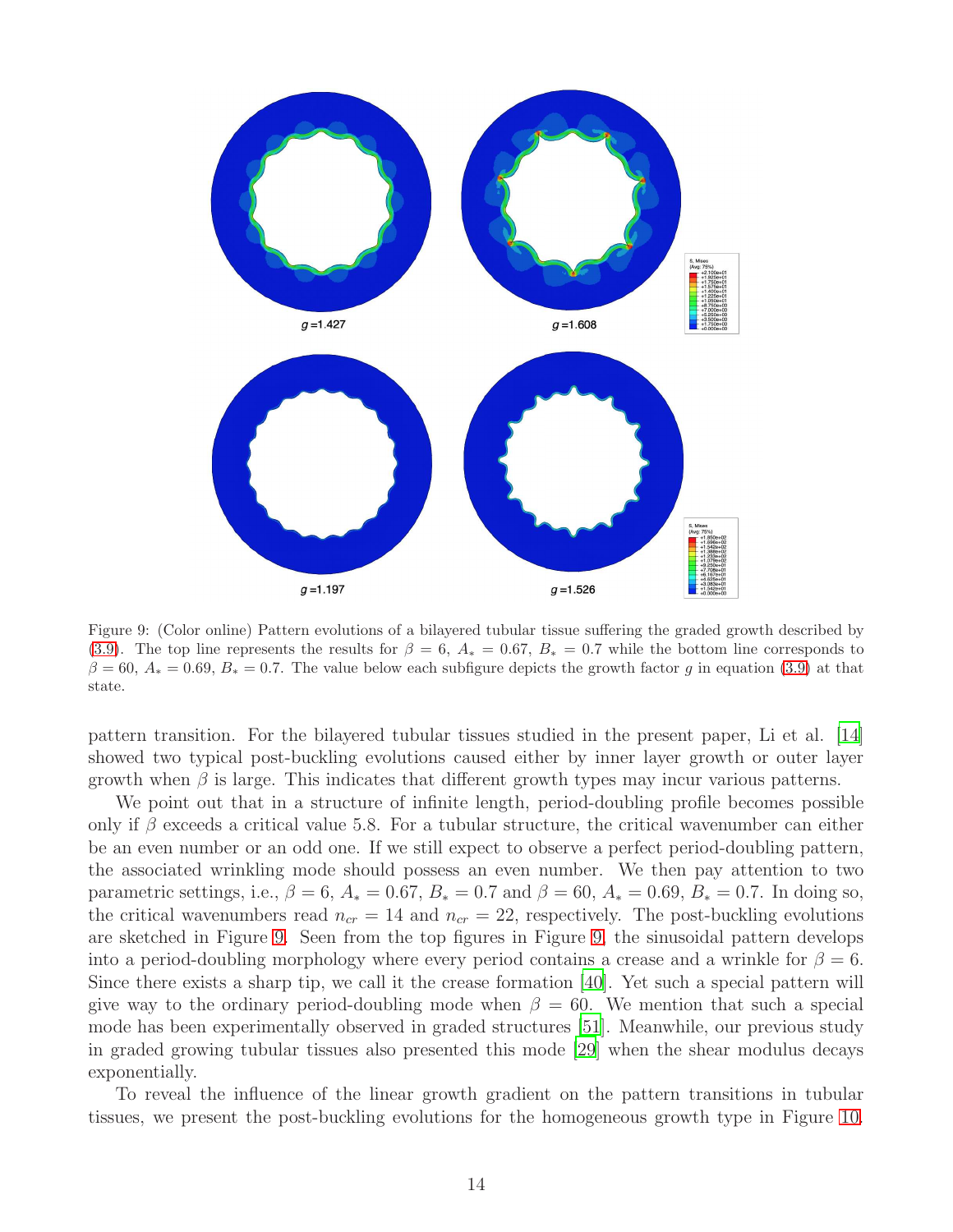Figure 9: (Color online) Pattern evolutions of a bilayered tubular tissue suffering the graded growth described by (3.9). The top line represents the results for $\beta = 6$, $A_* = 0.67$, $B_* = 0.7$ while the bottom line corresponds to $\beta = 60$, $A_* = 0.69$, $B_* = 0.7$. The value below each subfigure depicts the growth factor $g$ in equation (3.9) at that state.

pattern transition. For the bilayered tubular tissues studied in the present paper, Li et al. [14] showed two typical post-buckling evolutions caused either by inner layer growth or outer layer growth when $\beta$ is large. This indicates that different growth types may incur various patterns.

We point out that in a structure of infinite length, period-doubling profile becomes possible only if $\beta$ exceeds a critical value 5.8. For a tubular structure, the critical wavenumber can either be an even number or an odd one. If we still expect to observe a perfect period-doubling pattern, the associated wrinkling mode should possess an even number. We then pay attention to two parametric settings, i.e., $\beta = 6$, $A_* = 0.67$, $B_* = 0.7$ and $\beta = 60$, $A_* = 0.69$, $B_* = 0.7$. In doing so, the critical wavenumbers read $n_{cr} = 14$ and $n_{cr} = 22$, respectively. The post-buckling evolutions are sketched in Figure 9. Seen from the top figures in Figure 9, the sinusoidal pattern develops into a period-doubling morphology where every period contains a crease and a wrinkle for $\beta = 6$. Since there exists a sharp tip, we call it the crease formation [40]. Yet such a special pattern will give way to the ordinary period-doubling mode when $\beta = 60$. We mention that such a special mode has been experimentally observed in graded structures [51]. Meanwhile, our previous study in graded growing tubular tissues also presented this mode [29] when the shear modulus decays exponentially.

To reveal the influence of the linear growth gradient on the pattern transitions in tubular tissues, we present the post-buckling evolutions for the homogeneous growth type in Figure 10.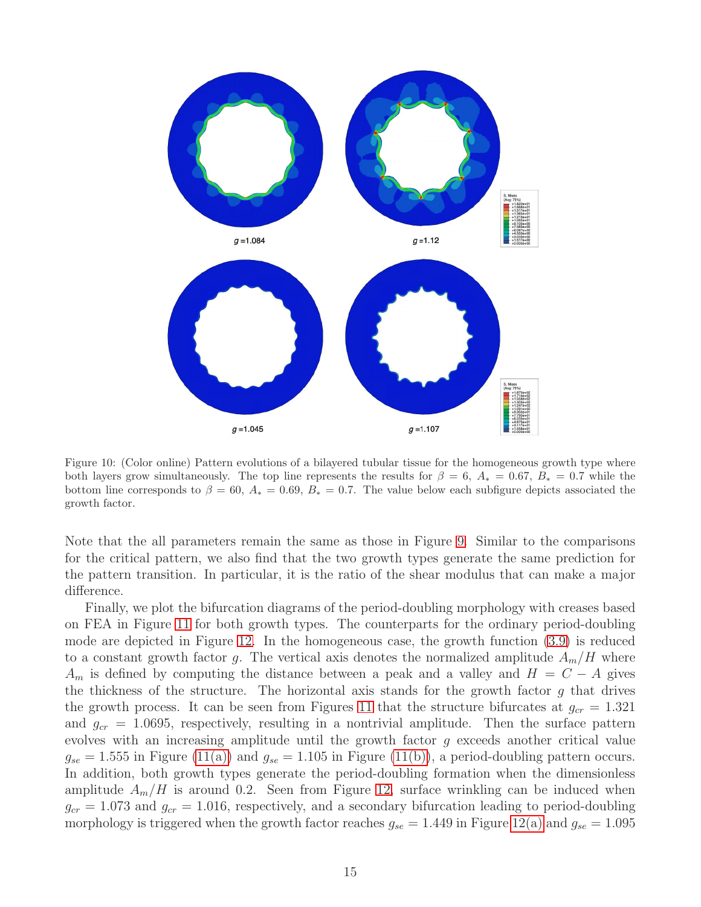Figure 10: (Color online) Pattern evolutions of a bilayered tubular tissue for the homogeneous growth type where both layers grow simultaneously. The top line represents the results for $\beta = 6$, $A_* = 0.67$, $B_* = 0.7$ while the bottom line corresponds to $\beta = 60$, $A_* = 0.69$, $B_* = 0.7$. The value below each subfigure depicts associated the growth factor.

Note that the all parameters remain the same as those in Figure 9. Similar to the comparisons for the critical pattern, we also find that the two growth types generate the same prediction for the pattern transition. In particular, it is the ratio of the shear modulus that can make a major difference.

Finally, we plot the bifurcation diagrams of the period-doubling morphology with creases based on FEA in Figure 11 for both growth types. The counterparts for the ordinary period-doubling mode are depicted in Figure 12. In the homogeneous case, the growth function (3.9) is reduced to a constant growth factor $g$. The vertical axis denotes the normalized amplitude $A_m/H$ where $A_m$ is defined by computing the distance between a peak and a valley and $H = C - A$ gives the thickness of the structure. The horizontal axis stands for the growth factor $g$ that drives the growth process. It can be seen from Figures 11 that the structure bifurcates at $g_{cr} = 1.321$ and $g_{cr} = 1.0695$, respectively, resulting in a nontrivial amplitude. Then the surface pattern evolves with an increasing amplitude until the growth factor $g$ exceeds another critical value $g_{se} = 1.555$ in Figure (11(a)) and $g_{se} = 1.105$ in Figure (11(b)), a period-doubling pattern occurs. In addition, both growth types generate the period-doubling formation when the dimensionless amplitude $A_m/H$ is around 0.2. Seen from Figure 12, surface wrinkling can be induced when $g_{cr} = 1.073$ and $g_{cr} = 1.016$, respectively, and a secondary bifurcation leading to period-doubling morphology is triggered when the growth factor reaches $g_{se} = 1.449$ in Figure 12(a) and $g_{se} = 1.095$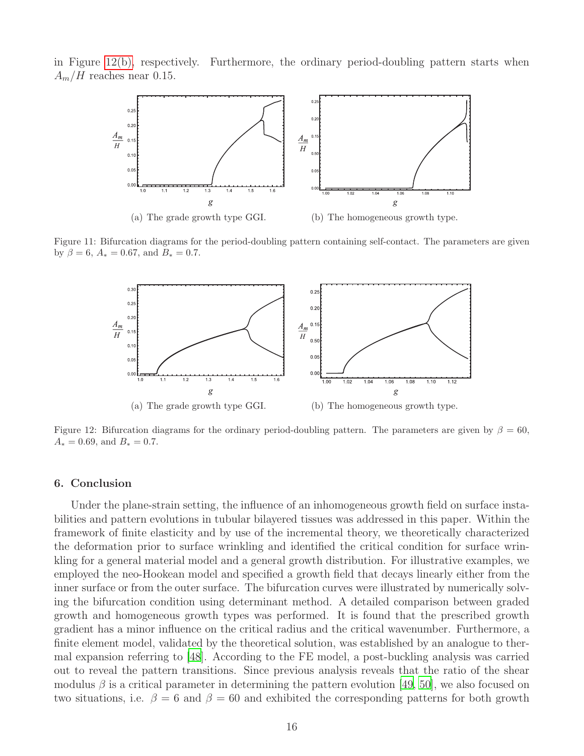in Figure 12(b), respectively. Furthermore, the ordinary period-doubling pattern starts when $A_m/H$ reaches near 0.15.

(a) The grade growth type GGI.

(b) The homogeneous growth type.

Figure 11: Bifurcation diagrams for the period-doubling pattern containing self-contact. The parameters are given by $\beta = 6$, $A_* = 0.67$, and $B_* = 0.7$.

(a) The grade growth type GGI.

(b) The homogeneous growth type.

Figure 12: Bifurcation diagrams for the ordinary period-doubling pattern. The parameters are given by $\beta = 60$, $A_* = 0.69$, and $B_* = 0.7$.

## 6. Conclusion

Under the plane-strain setting, the influence of an inhomogeneous growth field on surface instabilities and pattern evolutions in tubular bilayered tissues was addressed in this paper. Within the framework of finite elasticity and by use of the incremental theory, we theoretically characterized the deformation prior to surface wrinkling and identified the critical condition for surface wrinkling for a general material model and a general growth distribution. For illustrative examples, we employed the neo-Hookean model and specified a growth field that decays linearly either from the inner surface or from the outer surface. The bifurcation curves were illustrated by numerically solving the bifurcation condition using determinant method. A detailed comparison between graded growth and homogeneous growth types was performed. It is found that the prescribed growth gradient has a minor influence on the critical radius and the critical wavenumber. Furthermore, a finite element model, validated by the theoretical solution, was established by an analogue to thermal expansion referring to [48]. According to the FE model, a post-buckling analysis was carried out to reveal the pattern transitions. Since previous analysis reveals that the ratio of the shear modulus $\beta$ is a critical parameter in determining the pattern evolution [49, 50], we also focused on two situations, i.e. $\beta = 6$ and $\beta = 60$ and exhibited the corresponding patterns for both growth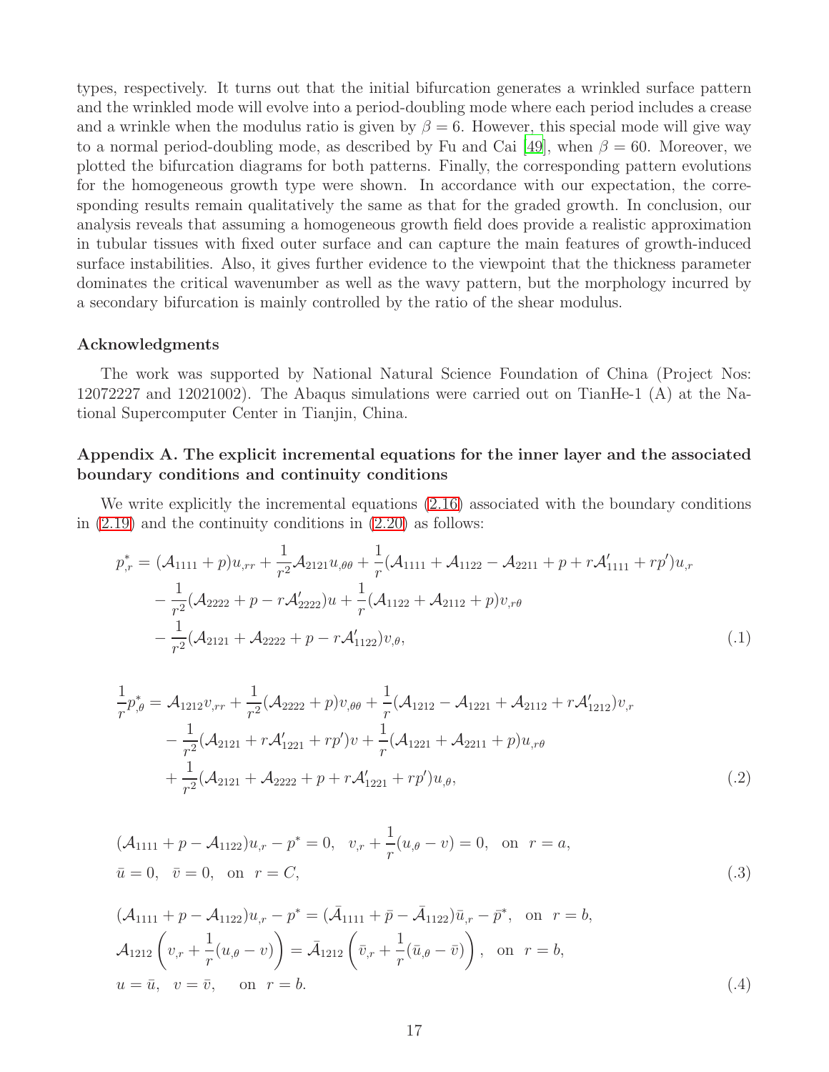types, respectively. It turns out that the initial bifurcation generates a wrinkled surface pattern and the wrinkled mode will evolve into a period-doubling mode where each period includes a crease and a wrinkle when the modulus ratio is given by $\beta = 6$. However, this special mode will give way to a normal period-doubling mode, as described by Fu and Cai [49], when $\beta = 60$. Moreover, we plotted the bifurcation diagrams for both patterns. Finally, the corresponding pattern evolutions for the homogeneous growth type were shown. In accordance with our expectation, the corresponding results remain qualitatively the same as that for the graded growth. In conclusion, our analysis reveals that assuming a homogeneous growth field does provide a realistic approximation in tubular tissues with fixed outer surface and can capture the main features of growth-induced surface instabilities. Also, it gives further evidence to the viewpoint that the thickness parameter dominates the critical wavenumber as well as the wavy pattern, but the morphology incurred by a secondary bifurcation is mainly controlled by the ratio of the shear modulus.

### Acknowledgments

The work was supported by National Natural Science Foundation of China (Project Nos: 12072227 and 12021002). The Abaqus simulations were carried out on TianHe-1 (A) at the National Supercomputer Center in Tianjin, China.

### Appendix A. The explicit incremental equations for the inner layer and the associated boundary conditions and continuity conditions

We write explicitly the incremental equations (2.16) associated with the boundary conditions in (2.19) and the continuity conditions in (2.20) as follows:

$$
\begin{aligned}
p^*_{,r} = {} & (\mathcal{A}_{1111} + p)u_{,rr} + \frac{1}{r^2}\mathcal{A}_{2121}u_{,\theta\theta} + \frac{1}{r}(\mathcal{A}_{1111} + \mathcal{A}_{1122} - \mathcal{A}_{2211} + p + r\mathcal{A}'_{1111} + rp')u_{,r} \\
& - \frac{1}{r^2}(\mathcal{A}_{2222} + p - r\mathcal{A}'_{2222})u + \frac{1}{r}(\mathcal{A}_{1122} + \mathcal{A}_{2112} + p)v_{,r\theta} \\
& - \frac{1}{r^2}(\mathcal{A}_{2121} + \mathcal{A}_{2222} + p - r\mathcal{A}'_{1122})v_{,\theta},
\end{aligned} \tag{.1}
$$

$$
\begin{aligned}
\frac{1}{r}p^*_{,\theta} = {} & \mathcal{A}_{1212}v_{,rr} + \frac{1}{r^2}(\mathcal{A}_{2222} + p)v_{,\theta\theta} + \frac{1}{r}(\mathcal{A}_{1212} - \mathcal{A}_{1221} + \mathcal{A}_{2112} + r\mathcal{A}'_{1212})v_{,r} \\
& - \frac{1}{r^2}(\mathcal{A}_{2121} + r\mathcal{A}'_{1221} + rp')v + \frac{1}{r}(\mathcal{A}_{1221} + \mathcal{A}_{2211} + p)u_{,r\theta} \\
& + \frac{1}{r^2}(\mathcal{A}_{2121} + \mathcal{A}_{2222} + p + r\mathcal{A}'_{1221} + rp')u_{,\theta},
\end{aligned} \tag{.2}
$$

$$
\begin{aligned}
& (\mathcal{A}_{1111} + p - \mathcal{A}_{1122})u_{,r} - p^* = 0, \quad v_{,r} + \frac{1}{r}(u_{,\theta} - v) = 0, \quad \text{on} \;\; r = a, \\
& \bar{u} = 0, \quad \bar{v} = 0, \quad \text{on} \;\; r = C,
\end{aligned} \tag{.3}
$$

$$
\begin{aligned}
& (\mathcal{A}_{1111} + p - \mathcal{A}_{1122})u_{,r} - p^* = (\bar{\mathcal{A}}_{1111} + \bar{p} - \bar{\mathcal{A}}_{1122})\bar{u}_{,r} - \bar{p}^*, \quad \text{on} \;\; r = b, \\
& \mathcal{A}_{1212}\left(v_{,r} + \frac{1}{r}(u_{,\theta} - v)\right) = \bar{\mathcal{A}}_{1212}\left(\bar{v}_{,r} + \frac{1}{r}(\bar{u}_{,\theta} - \bar{v})\right), \quad \text{on} \;\; r = b, \\
& u = \bar{u}, \quad v = \bar{v}, \quad \text{on} \;\; r = b.
\end{aligned} \tag{.4}
$$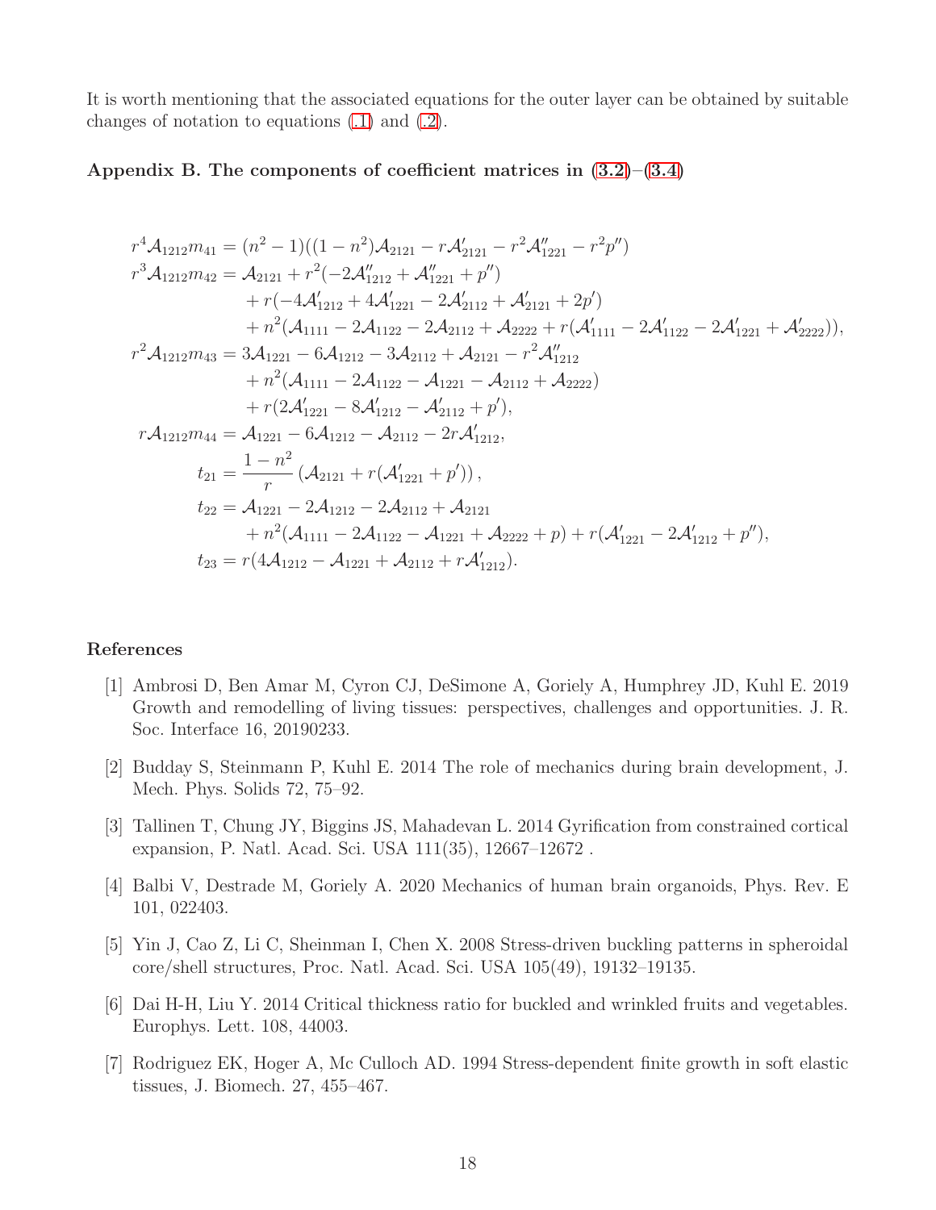It is worth mentioning that the associated equations for the outer layer can be obtained by suitable changes of notation to equations (.1) and (.2).

### Appendix B. The components of coefficient matrices in (3.2)–(3.4)

$$
\begin{aligned}
r^4\mathcal{A}_{1212}m_{41} &= (n^2-1)((1-n^2)\mathcal{A}_{2121} - r\mathcal{A}'_{2121} - r^2\mathcal{A}''_{1221} - r^2p'') \\
r^3\mathcal{A}_{1212}m_{42} &= \mathcal{A}_{2121} + r^2(-2\mathcal{A}''_{1212} + \mathcal{A}''_{1221} + p'') \\
&\quad + r(-4\mathcal{A}'_{1212} + 4\mathcal{A}'_{1221} - 2\mathcal{A}'_{2112} + \mathcal{A}'_{2121} + 2p') \\
&\quad + n^2(\mathcal{A}_{1111} - 2\mathcal{A}_{1122} - 2\mathcal{A}_{2112} + \mathcal{A}_{2222} + r(\mathcal{A}'_{1111} - 2\mathcal{A}'_{1122} - 2\mathcal{A}'_{1221} + \mathcal{A}'_{2222})), \\
r^2\mathcal{A}_{1212}m_{43} &= 3\mathcal{A}_{1221} - 6\mathcal{A}_{1212} - 3\mathcal{A}_{2112} + \mathcal{A}_{2121} - r^2\mathcal{A}''_{1212} \\
&\quad + n^2(\mathcal{A}_{1111} - 2\mathcal{A}_{1122} - \mathcal{A}_{1221} - \mathcal{A}_{2112} + \mathcal{A}_{2222}) \\
&\quad + r(2\mathcal{A}'_{1221} - 8\mathcal{A}'_{1212} - \mathcal{A}'_{2112} + p'), \\
r\mathcal{A}_{1212}m_{44} &= \mathcal{A}_{1221} - 6\mathcal{A}_{1212} - \mathcal{A}_{2112} - 2r\mathcal{A}'_{1212}, \\
t_{21} &= \frac{1-n^2}{r}\left(\mathcal{A}_{2121} + r(\mathcal{A}'_{1221} + p')\right), \\
t_{22} &= \mathcal{A}_{1221} - 2\mathcal{A}_{1212} - 2\mathcal{A}_{2112} + \mathcal{A}_{2121} \\
&\quad + n^2(\mathcal{A}_{1111} - 2\mathcal{A}_{1122} - \mathcal{A}_{1221} + \mathcal{A}_{2222} + p) + r(\mathcal{A}'_{1221} - 2\mathcal{A}'_{1212} + p''), \\
t_{23} &= r(4\mathcal{A}_{1212} - \mathcal{A}_{1221} + \mathcal{A}_{2112} + r\mathcal{A}'_{1212}).
\end{aligned}
$$

### References

[1] Ambrosi D, Ben Amar M, Cyron CJ, DeSimone A, Goriely A, Humphrey JD, Kuhl E. 2019 Growth and remodelling of living tissues: perspectives, challenges and opportunities. J. R. Soc. Interface 16, 20190233.

[2] Budday S, Steinmann P, Kuhl E. 2014 The role of mechanics during brain development, J. Mech. Phys. Solids 72, 75–92.

[3] Tallinen T, Chung JY, Biggins JS, Mahadevan L. 2014 Gyrification from constrained cortical expansion, P. Natl. Acad. Sci. USA 111(35), 12667–12672 .

[4] Balbi V, Destrade M, Goriely A. 2020 Mechanics of human brain organoids, Phys. Rev. E 101, 022403.

[5] Yin J, Cao Z, Li C, Sheinman I, Chen X. 2008 Stress-driven buckling patterns in spheroidal core/shell structures, Proc. Natl. Acad. Sci. USA 105(49), 19132–19135.

[6] Dai H-H, Liu Y. 2014 Critical thickness ratio for buckled and wrinkled fruits and vegetables. Europhys. Lett. 108, 44003.

[7] Rodriguez EK, Hoger A, Mc Culloch AD. 1994 Stress-dependent finite growth in soft elastic tissues, J. Biomech. 27, 455–467.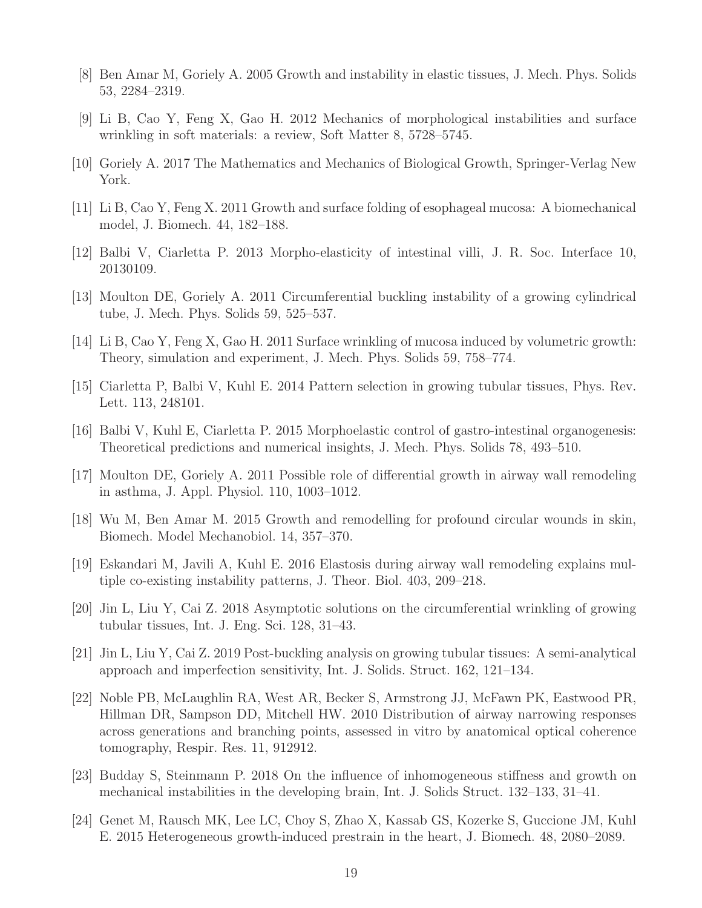[8] Ben Amar M, Goriely A. 2005 Growth and instability in elastic tissues, J. Mech. Phys. Solids 53, 2284–2319.

[9] Li B, Cao Y, Feng X, Gao H. 2012 Mechanics of morphological instabilities and surface wrinkling in soft materials: a review, Soft Matter 8, 5728–5745.

[10] Goriely A. 2017 The Mathematics and Mechanics of Biological Growth, Springer-Verlag New York.

[11] Li B, Cao Y, Feng X. 2011 Growth and surface folding of esophageal mucosa: A biomechanical model, J. Biomech. 44, 182–188.

[12] Balbi V, Ciarletta P. 2013 Morpho-elasticity of intestinal villi, J. R. Soc. Interface 10, 20130109.

[13] Moulton DE, Goriely A. 2011 Circumferential buckling instability of a growing cylindrical tube, J. Mech. Phys. Solids 59, 525–537.

[14] Li B, Cao Y, Feng X, Gao H. 2011 Surface wrinkling of mucosa induced by volumetric growth: Theory, simulation and experiment, J. Mech. Phys. Solids 59, 758–774.

[15] Ciarletta P, Balbi V, Kuhl E. 2014 Pattern selection in growing tubular tissues, Phys. Rev. Lett. 113, 248101.

[16] Balbi V, Kuhl E, Ciarletta P. 2015 Morphoelastic control of gastro-intestinal organogenesis: Theoretical predictions and numerical insights, J. Mech. Phys. Solids 78, 493–510.

[17] Moulton DE, Goriely A. 2011 Possible role of differential growth in airway wall remodeling in asthma, J. Appl. Physiol. 110, 1003–1012.

[18] Wu M, Ben Amar M. 2015 Growth and remodelling for profound circular wounds in skin, Biomech. Model Mechanobiol. 14, 357–370.

[19] Eskandari M, Javili A, Kuhl E. 2016 Elastosis during airway wall remodeling explains multiple co-existing instability patterns, J. Theor. Biol. 403, 209–218.

[20] Jin L, Liu Y, Cai Z. 2018 Asymptotic solutions on the circumferential wrinkling of growing tubular tissues, Int. J. Eng. Sci. 128, 31–43.

[21] Jin L, Liu Y, Cai Z. 2019 Post-buckling analysis on growing tubular tissues: A semi-analytical approach and imperfection sensitivity, Int. J. Solids. Struct. 162, 121–134.

[22] Noble PB, McLaughlin RA, West AR, Becker S, Armstrong JJ, McFawn PK, Eastwood PR, Hillman DR, Sampson DD, Mitchell HW. 2010 Distribution of airway narrowing responses across generations and branching points, assessed in vitro by anatomical optical coherence tomography, Respir. Res. 11, 912912.

[23] Budday S, Steinmann P. 2018 On the influence of inhomogeneous stiffness and growth on mechanical instabilities in the developing brain, Int. J. Solids Struct. 132–133, 31–41.

[24] Genet M, Rausch MK, Lee LC, Choy S, Zhao X, Kassab GS, Kozerke S, Guccione JM, Kuhl E. 2015 Heterogeneous growth-induced prestrain in the heart, J. Biomech. 48, 2080–2089.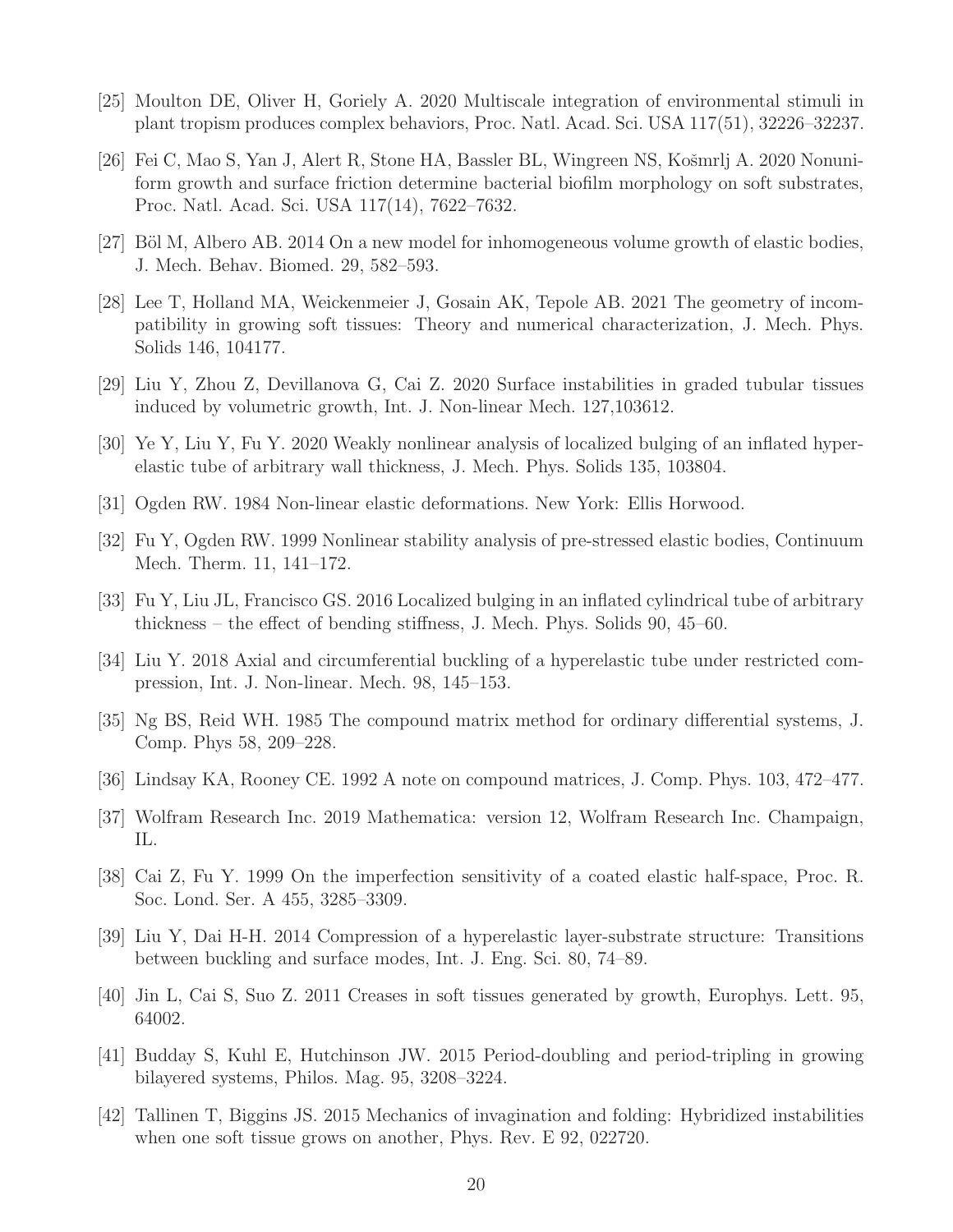[25] Moulton DE, Oliver H, Goriely A. 2020 Multiscale integration of environmental stimuli in plant tropism produces complex behaviors, Proc. Natl. Acad. Sci. USA 117(51), 32226–32237.

[26] Fei C, Mao S, Yan J, Alert R, Stone HA, Bassler BL, Wingreen NS, Košmrlj A. 2020 Nonuniform growth and surface friction determine bacterial biofilm morphology on soft substrates, Proc. Natl. Acad. Sci. USA 117(14), 7622–7632.

[27] Böl M, Albero AB. 2014 On a new model for inhomogeneous volume growth of elastic bodies, J. Mech. Behav. Biomed. 29, 582–593.

[28] Lee T, Holland MA, Weickenmeier J, Gosain AK, Tepole AB. 2021 The geometry of incompatibility in growing soft tissues: Theory and numerical characterization, J. Mech. Phys. Solids 146, 104177.

[29] Liu Y, Zhou Z, Devillanova G, Cai Z. 2020 Surface instabilities in graded tubular tissues induced by volumetric growth, Int. J. Non-linear Mech. 127,103612.

[30] Ye Y, Liu Y, Fu Y. 2020 Weakly nonlinear analysis of localized bulging of an inflated hyperelastic tube of arbitrary wall thickness, J. Mech. Phys. Solids 135, 103804.

[31] Ogden RW. 1984 Non-linear elastic deformations. New York: Ellis Horwood.

[32] Fu Y, Ogden RW. 1999 Nonlinear stability analysis of pre-stressed elastic bodies, Continuum Mech. Therm. 11, 141–172.

[33] Fu Y, Liu JL, Francisco GS. 2016 Localized bulging in an inflated cylindrical tube of arbitrary thickness – the effect of bending stiffness, J. Mech. Phys. Solids 90, 45–60.

[34] Liu Y. 2018 Axial and circumferential buckling of a hyperelastic tube under restricted compression, Int. J. Non-linear. Mech. 98, 145–153.

[35] Ng BS, Reid WH. 1985 The compound matrix method for ordinary differential systems, J. Comp. Phys 58, 209–228.

[36] Lindsay KA, Rooney CE. 1992 A note on compound matrices, J. Comp. Phys. 103, 472–477.

[37] Wolfram Research Inc. 2019 Mathematica: version 12, Wolfram Research Inc. Champaign, IL.

[38] Cai Z, Fu Y. 1999 On the imperfection sensitivity of a coated elastic half-space, Proc. R. Soc. Lond. Ser. A 455, 3285–3309.

[39] Liu Y, Dai H-H. 2014 Compression of a hyperelastic layer-substrate structure: Transitions between buckling and surface modes, Int. J. Eng. Sci. 80, 74–89.

[40] Jin L, Cai S, Suo Z. 2011 Creases in soft tissues generated by growth, Europhys. Lett. 95, 64002.

[41] Budday S, Kuhl E, Hutchinson JW. 2015 Period-doubling and period-tripling in growing bilayered systems, Philos. Mag. 95, 3208–3224.

[42] Tallinen T, Biggins JS. 2015 Mechanics of invagination and folding: Hybridized instabilities when one soft tissue grows on another, Phys. Rev. E 92, 022720.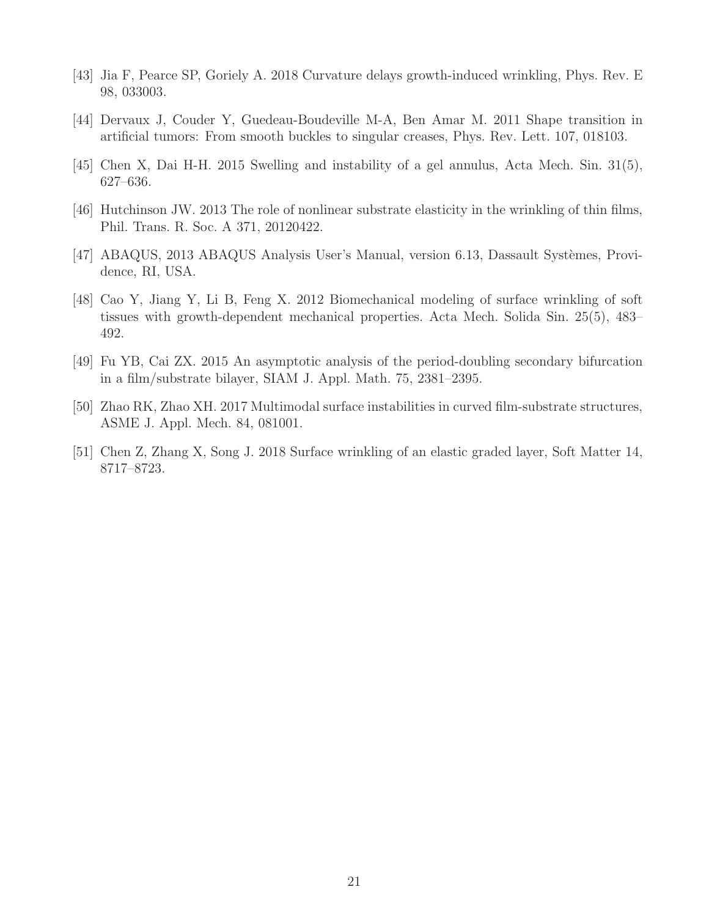[43] Jia F, Pearce SP, Goriely A. 2018 Curvature delays growth-induced wrinkling, Phys. Rev. E 98, 033003.

[44] Dervaux J, Couder Y, Guedeau-Boudeville M-A, Ben Amar M. 2011 Shape transition in artificial tumors: From smooth buckles to singular creases, Phys. Rev. Lett. 107, 018103.

[45] Chen X, Dai H-H. 2015 Swelling and instability of a gel annulus, Acta Mech. Sin. 31(5), 627–636.

[46] Hutchinson JW. 2013 The role of nonlinear substrate elasticity in the wrinkling of thin films, Phil. Trans. R. Soc. A 371, 20120422.

[47] ABAQUS, 2013 ABAQUS Analysis User's Manual, version 6.13, Dassault Systèmes, Providence, RI, USA.

[48] Cao Y, Jiang Y, Li B, Feng X. 2012 Biomechanical modeling of surface wrinkling of soft tissues with growth-dependent mechanical properties. Acta Mech. Solida Sin. 25(5), 483–492.

[49] Fu YB, Cai ZX. 2015 An asymptotic analysis of the period-doubling secondary bifurcation in a film/substrate bilayer, SIAM J. Appl. Math. 75, 2381–2395.

[50] Zhao RK, Zhao XH. 2017 Multimodal surface instabilities in curved film-substrate structures, ASME J. Appl. Mech. 84, 081001.

[51] Chen Z, Zhang X, Song J. 2018 Surface wrinkling of an elastic graded layer, Soft Matter 14, 8717–8723.